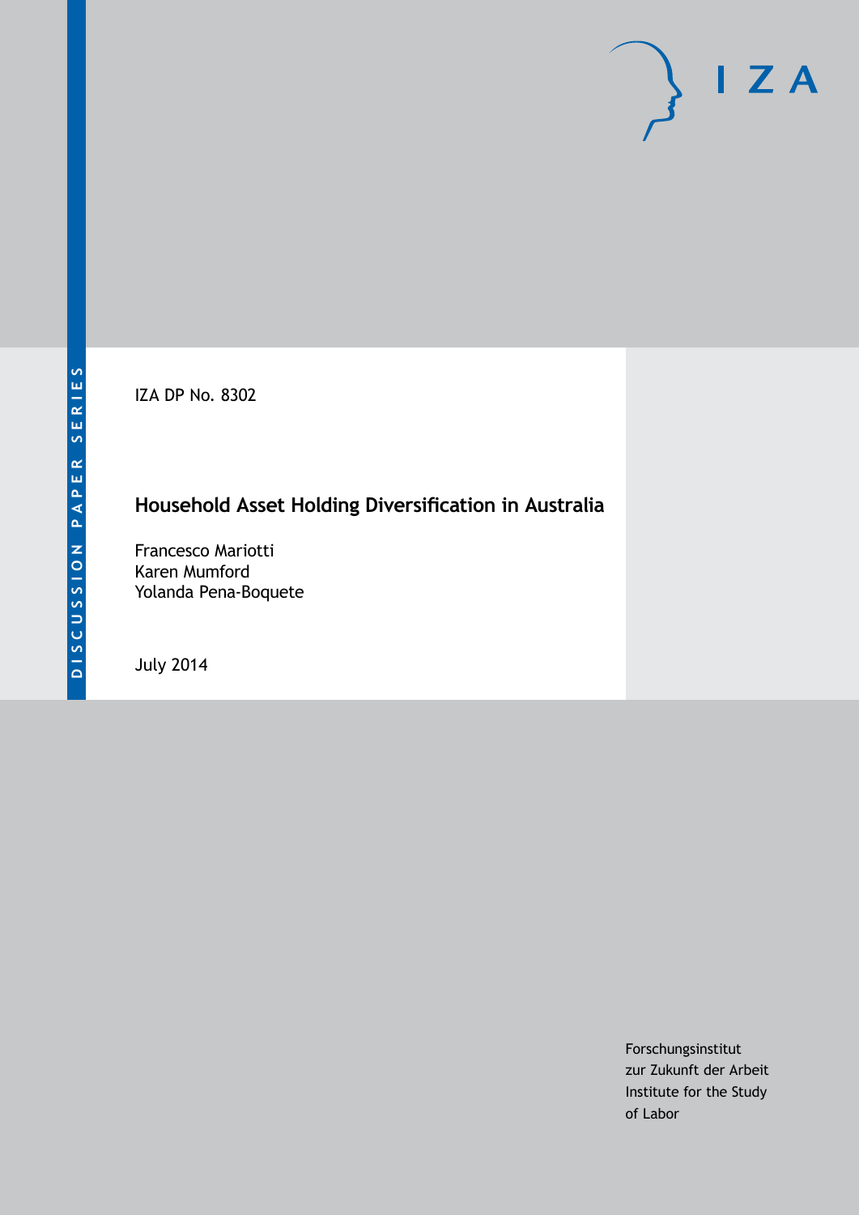DISCUSSION PAPER SERIES

IZA DP No. 8302

# Household Asset Holding Diversification in Australia

Francesco Mariotti
Karen Mumford
Yolanda Pena-Boquete

July 2014

Forschungsinstitut
zur Zukunft der Arbeit
Institute for the Study
of Labor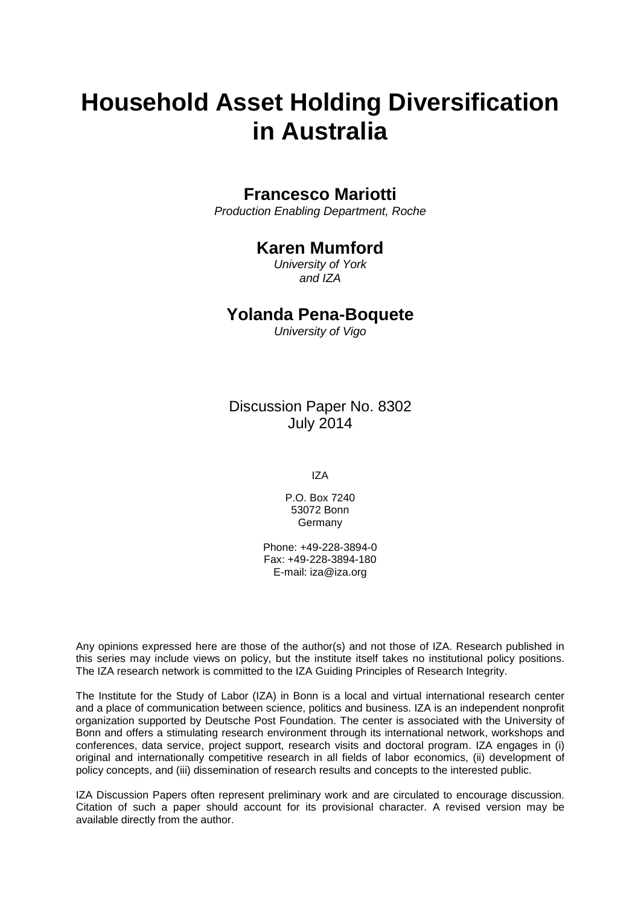# Household Asset Holding Diversification in Australia

## Francesco Mariotti

*Production Enabling Department, Roche*

## Karen Mumford

*University of York*
*and IZA*

## Yolanda Pena-Boquete

*University of Vigo*

Discussion Paper No. 8302
July 2014

IZA

P.O. Box 7240
53072 Bonn
Germany

Phone: +49-228-3894-0
Fax: +49-228-3894-180
E-mail: iza@iza.org

Any opinions expressed here are those of the author(s) and not those of IZA. Research published in this series may include views on policy, but the institute itself takes no institutional policy positions. The IZA research network is committed to the IZA Guiding Principles of Research Integrity.

The Institute for the Study of Labor (IZA) in Bonn is a local and virtual international research center and a place of communication between science, politics and business. IZA is an independent nonprofit organization supported by Deutsche Post Foundation. The center is associated with the University of Bonn and offers a stimulating research environment through its international network, workshops and conferences, data service, project support, research visits and doctoral program. IZA engages in (i) original and internationally competitive research in all fields of labor economics, (ii) development of policy concepts, and (iii) dissemination of research results and concepts to the interested public.

IZA Discussion Papers often represent preliminary work and are circulated to encourage discussion. Citation of such a paper should account for its provisional character. A revised version may be available directly from the author.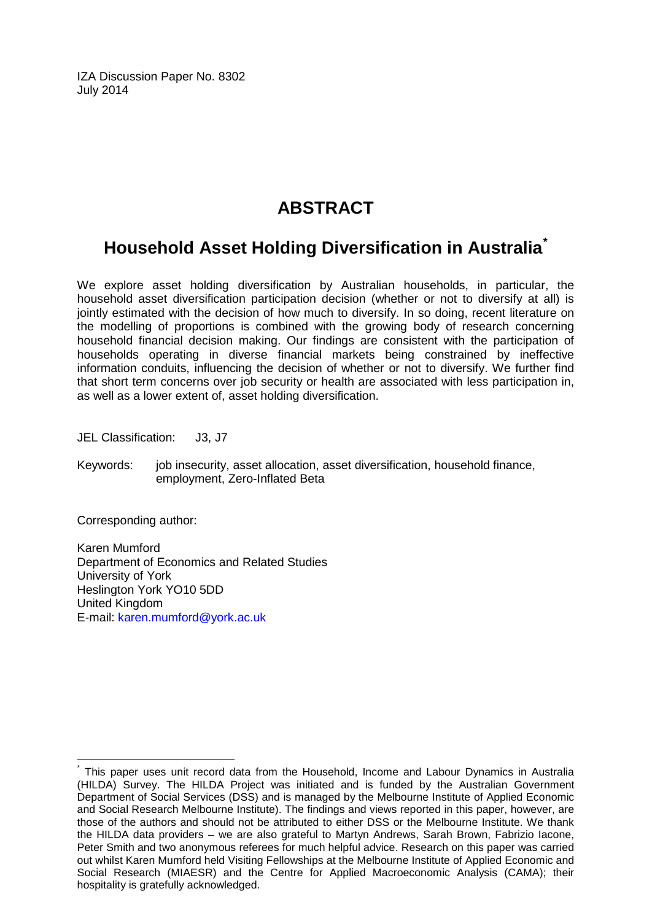IZA Discussion Paper No. 8302
July 2014

# ABSTRACT

## Household Asset Holding Diversification in Australia*

We explore asset holding diversification by Australian households, in particular, the household asset diversification participation decision (whether or not to diversify at all) is jointly estimated with the decision of how much to diversify. In so doing, recent literature on the modelling of proportions is combined with the growing body of research concerning household financial decision making. Our findings are consistent with the participation of households operating in diverse financial markets being constrained by ineffective information conduits, influencing the decision of whether or not to diversify. We further find that short term concerns over job security or health are associated with less participation in, as well as a lower extent of, asset holding diversification.

JEL Classification: J3, J7

Keywords: job insecurity, asset allocation, asset diversification, household finance, employment, Zero-Inflated Beta

Corresponding author:

Karen Mumford
Department of Economics and Related Studies
University of York
Heslington York YO10 5DD
United Kingdom
E-mail: karen.mumford@york.ac.uk

---

* This paper uses unit record data from the Household, Income and Labour Dynamics in Australia (HILDA) Survey. The HILDA Project was initiated and is funded by the Australian Government Department of Social Services (DSS) and is managed by the Melbourne Institute of Applied Economic and Social Research Melbourne Institute). The findings and views reported in this paper, however, are those of the authors and should not be attributed to either DSS or the Melbourne Institute. We thank the HILDA data providers – we are also grateful to Martyn Andrews, Sarah Brown, Fabrizio Iacone, Peter Smith and two anonymous referees for much helpful advice. Research on this paper was carried out whilst Karen Mumford held Visiting Fellowships at the Melbourne Institute of Applied Economic and Social Research (MIAESR) and the Centre for Applied Macroeconomic Analysis (CAMA); their hospitality is gratefully acknowledged.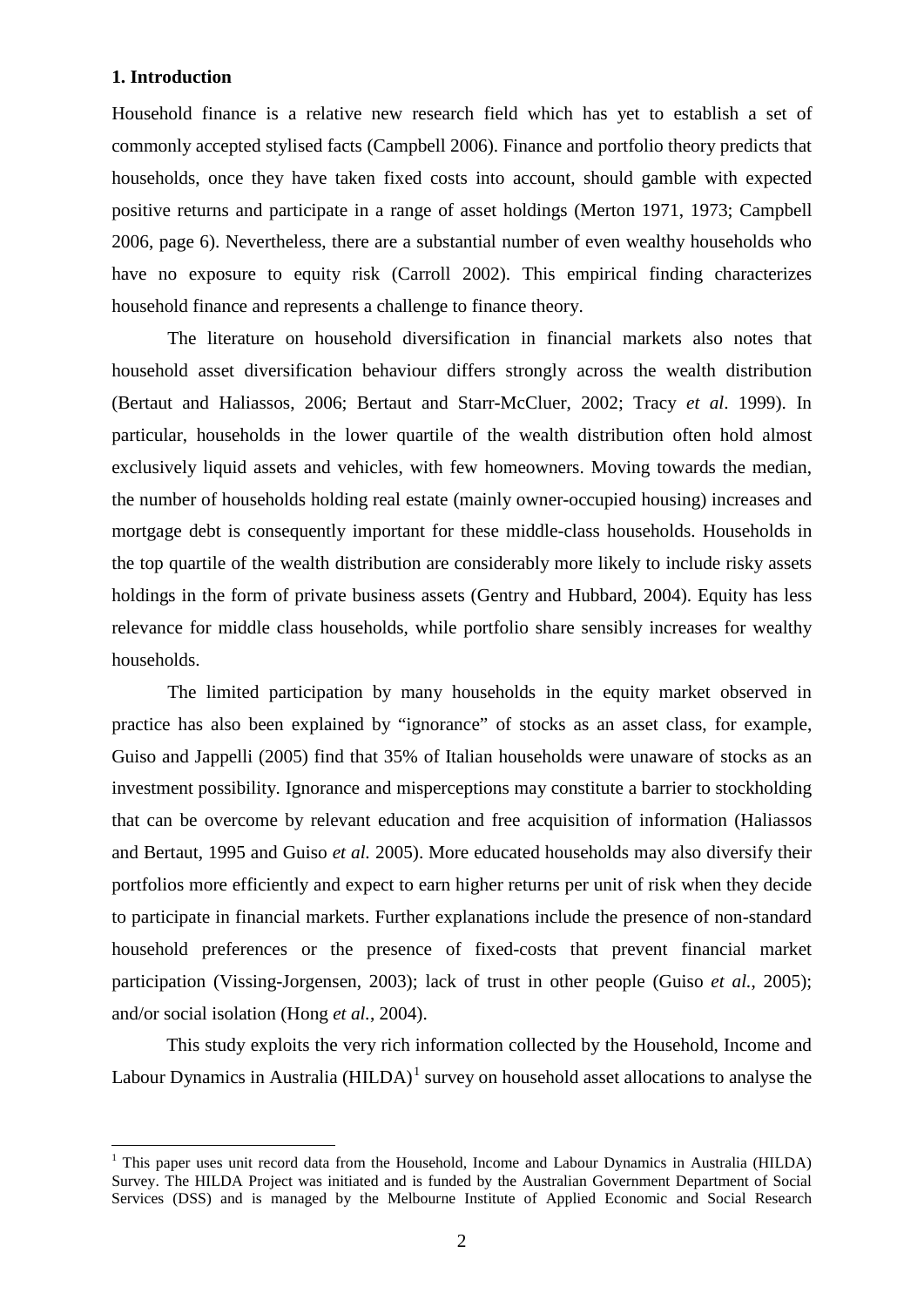## 1. Introduction

Household finance is a relative new research field which has yet to establish a set of commonly accepted stylised facts (Campbell 2006). Finance and portfolio theory predicts that households, once they have taken fixed costs into account, should gamble with expected positive returns and participate in a range of asset holdings (Merton 1971, 1973; Campbell 2006, page 6). Nevertheless, there are a substantial number of even wealthy households who have no exposure to equity risk (Carroll 2002). This empirical finding characterizes household finance and represents a challenge to finance theory.

The literature on household diversification in financial markets also notes that household asset diversification behaviour differs strongly across the wealth distribution (Bertaut and Haliassos, 2006; Bertaut and Starr-McCluer, 2002; Tracy *et al*. 1999). In particular, households in the lower quartile of the wealth distribution often hold almost exclusively liquid assets and vehicles, with few homeowners. Moving towards the median, the number of households holding real estate (mainly owner-occupied housing) increases and mortgage debt is consequently important for these middle-class households. Households in the top quartile of the wealth distribution are considerably more likely to include risky assets holdings in the form of private business assets (Gentry and Hubbard, 2004). Equity has less relevance for middle class households, while portfolio share sensibly increases for wealthy households.

The limited participation by many households in the equity market observed in practice has also been explained by "ignorance" of stocks as an asset class, for example, Guiso and Jappelli (2005) find that 35% of Italian households were unaware of stocks as an investment possibility. Ignorance and misperceptions may constitute a barrier to stockholding that can be overcome by relevant education and free acquisition of information (Haliassos and Bertaut, 1995 and Guiso *et al.* 2005). More educated households may also diversify their portfolios more efficiently and expect to earn higher returns per unit of risk when they decide to participate in financial markets. Further explanations include the presence of non-standard household preferences or the presence of fixed-costs that prevent financial market participation (Vissing-Jorgensen, 2003); lack of trust in other people (Guiso *et al.*, 2005); and/or social isolation (Hong *et al.*, 2004).

This study exploits the very rich information collected by the Household, Income and Labour Dynamics in Australia (HILDA)[1] survey on household asset allocations to analyse the

---

[1] This paper uses unit record data from the Household, Income and Labour Dynamics in Australia (HILDA) Survey. The HILDA Project was initiated and is funded by the Australian Government Department of Social Services (DSS) and is managed by the Melbourne Institute of Applied Economic and Social Research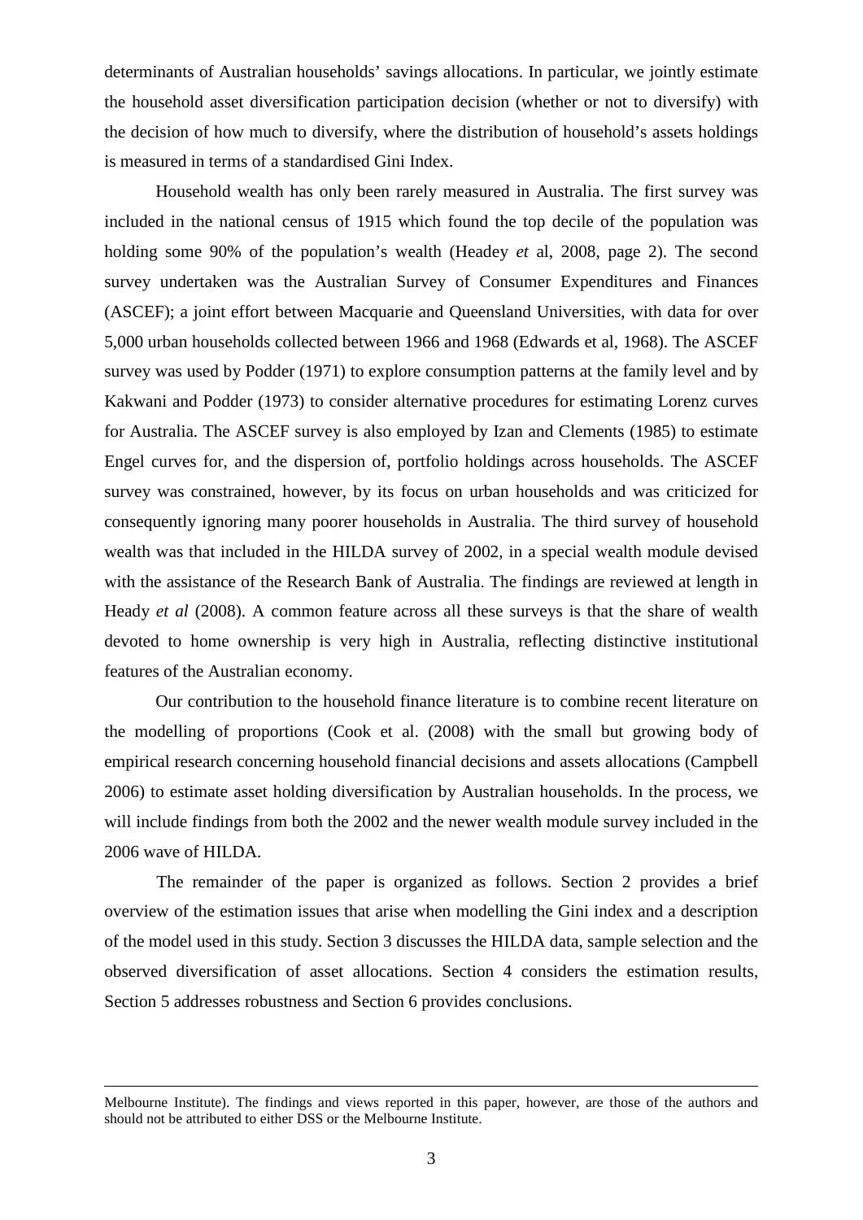determinants of Australian households' savings allocations. In particular, we jointly estimate the household asset diversification participation decision (whether or not to diversify) with the decision of how much to diversify, where the distribution of household's assets holdings is measured in terms of a standardised Gini Index.

Household wealth has only been rarely measured in Australia. The first survey was included in the national census of 1915 which found the top decile of the population was holding some 90% of the population's wealth (Headey *et* al, 2008, page 2). The second survey undertaken was the Australian Survey of Consumer Expenditures and Finances (ASCEF); a joint effort between Macquarie and Queensland Universities, with data for over 5,000 urban households collected between 1966 and 1968 (Edwards et al, 1968). The ASCEF survey was used by Podder (1971) to explore consumption patterns at the family level and by Kakwani and Podder (1973) to consider alternative procedures for estimating Lorenz curves for Australia. The ASCEF survey is also employed by Izan and Clements (1985) to estimate Engel curves for, and the dispersion of, portfolio holdings across households. The ASCEF survey was constrained, however, by its focus on urban households and was criticized for consequently ignoring many poorer households in Australia. The third survey of household wealth was that included in the HILDA survey of 2002, in a special wealth module devised with the assistance of the Research Bank of Australia. The findings are reviewed at length in Heady *et al* (2008). A common feature across all these surveys is that the share of wealth devoted to home ownership is very high in Australia, reflecting distinctive institutional features of the Australian economy.

Our contribution to the household finance literature is to combine recent literature on the modelling of proportions (Cook et al. (2008) with the small but growing body of empirical research concerning household financial decisions and assets allocations (Campbell 2006) to estimate asset holding diversification by Australian households. In the process, we will include findings from both the 2002 and the newer wealth module survey included in the 2006 wave of HILDA.

The remainder of the paper is organized as follows. Section 2 provides a brief overview of the estimation issues that arise when modelling the Gini index and a description of the model used in this study. Section 3 discusses the HILDA data, sample selection and the observed diversification of asset allocations. Section 4 considers the estimation results, Section 5 addresses robustness and Section 6 provides conclusions.

---

Melbourne Institute). The findings and views reported in this paper, however, are those of the authors and should not be attributed to either DSS or the Melbourne Institute.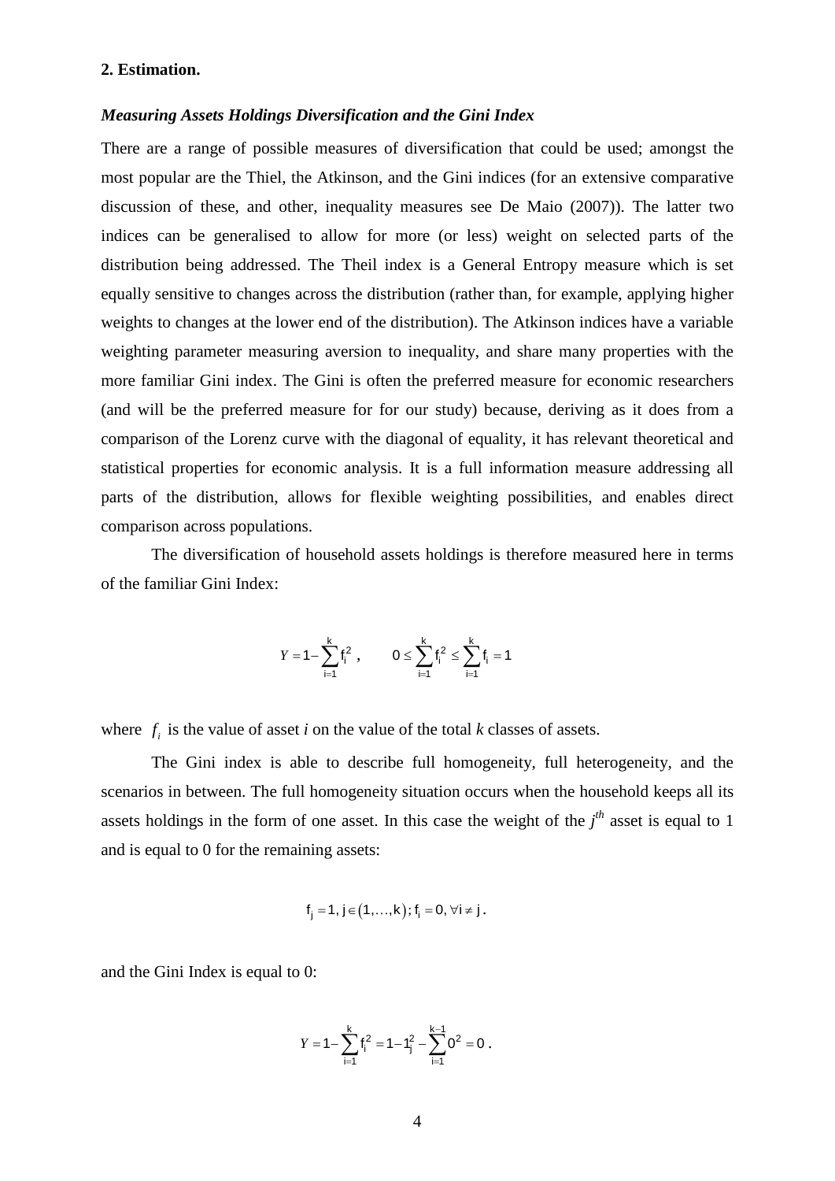**2. Estimation.**

***Measuring Assets Holdings Diversification and the Gini Index***

There are a range of possible measures of diversification that could be used; amongst the most popular are the Thiel, the Atkinson, and the Gini indices (for an extensive comparative discussion of these, and other, inequality measures see De Maio (2007)). The latter two indices can be generalised to allow for more (or less) weight on selected parts of the distribution being addressed. The Theil index is a General Entropy measure which is set equally sensitive to changes across the distribution (rather than, for example, applying higher weights to changes at the lower end of the distribution). The Atkinson indices have a variable weighting parameter measuring aversion to inequality, and share many properties with the more familiar Gini index. The Gini is often the preferred measure for economic researchers (and will be the preferred measure for for our study) because, deriving as it does from a comparison of the Lorenz curve with the diagonal of equality, it has relevant theoretical and statistical properties for economic analysis. It is a full information measure addressing all parts of the distribution, allows for flexible weighting possibilities, and enables direct comparison across populations.

The diversification of household assets holdings is therefore measured here in terms of the familiar Gini Index:

$$Y = 1 - \sum_{i=1}^{k} f_i^2 \,, \qquad 0 \leq \sum_{i=1}^{k} f_i^2 \leq \sum_{i=1}^{k} f_i = 1$$

where $f_i$ is the value of asset *i* on the value of the total *k* classes of assets.

The Gini index is able to describe full homogeneity, full heterogeneity, and the scenarios in between. The full homogeneity situation occurs when the household keeps all its assets holdings in the form of one asset. In this case the weight of the $j^{th}$ asset is equal to 1 and is equal to 0 for the remaining assets:

$$f_j = 1,\, j \in (1, \ldots, k)\,;\, f_i = 0,\, \forall i \neq j\,.$$

and the Gini Index is equal to 0:

$$Y = 1 - \sum_{i=1}^{k} f_i^2 = 1 - 1_j^2 - \sum_{i=1}^{k-1} 0^2 = 0\,.$$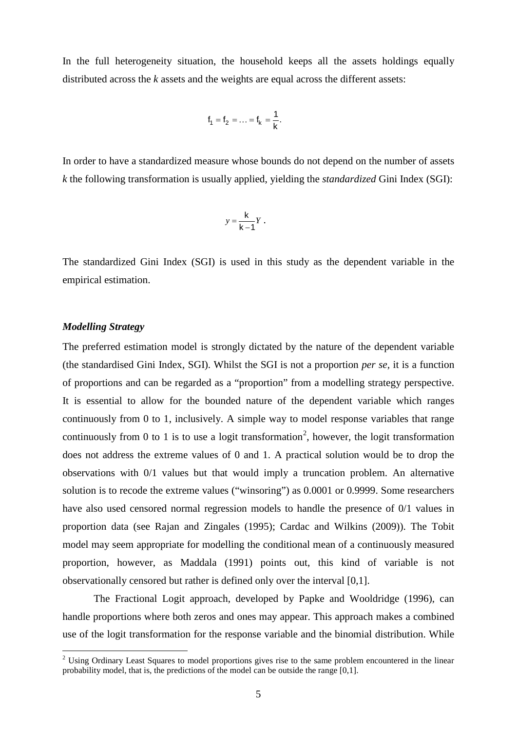In the full heterogeneity situation, the household keeps all the assets holdings equally distributed across the *k* assets and the weights are equal across the different assets:

$$f_1 = f_2 = \ldots = f_k = \frac{1}{k}.$$

In order to have a standardized measure whose bounds do not depend on the number of assets *k* the following transformation is usually applied, yielding the *standardized* Gini Index (SGI):

$$y = \frac{k}{k-1} Y .$$

The standardized Gini Index (SGI) is used in this study as the dependent variable in the empirical estimation.

### *Modelling Strategy*

The preferred estimation model is strongly dictated by the nature of the dependent variable (the standardised Gini Index, SGI). Whilst the SGI is not a proportion *per se*, it is a function of proportions and can be regarded as a "proportion" from a modelling strategy perspective. It is essential to allow for the bounded nature of the dependent variable which ranges continuously from 0 to 1, inclusively. A simple way to model response variables that range continuously from 0 to 1 is to use a logit transformation[2], however, the logit transformation does not address the extreme values of 0 and 1. A practical solution would be to drop the observations with 0/1 values but that would imply a truncation problem. An alternative solution is to recode the extreme values ("winsoring") as 0.0001 or 0.9999. Some researchers have also used censored normal regression models to handle the presence of 0/1 values in proportion data (see Rajan and Zingales (1995); Cardac and Wilkins (2009)). The Tobit model may seem appropriate for modelling the conditional mean of a continuously measured proportion, however, as Maddala (1991) points out, this kind of variable is not observationally censored but rather is defined only over the interval [0,1].

The Fractional Logit approach, developed by Papke and Wooldridge (1996), can handle proportions where both zeros and ones may appear. This approach makes a combined use of the logit transformation for the response variable and the binomial distribution. While

[2] Using Ordinary Least Squares to model proportions gives rise to the same problem encountered in the linear probability model, that is, the predictions of the model can be outside the range [0,1].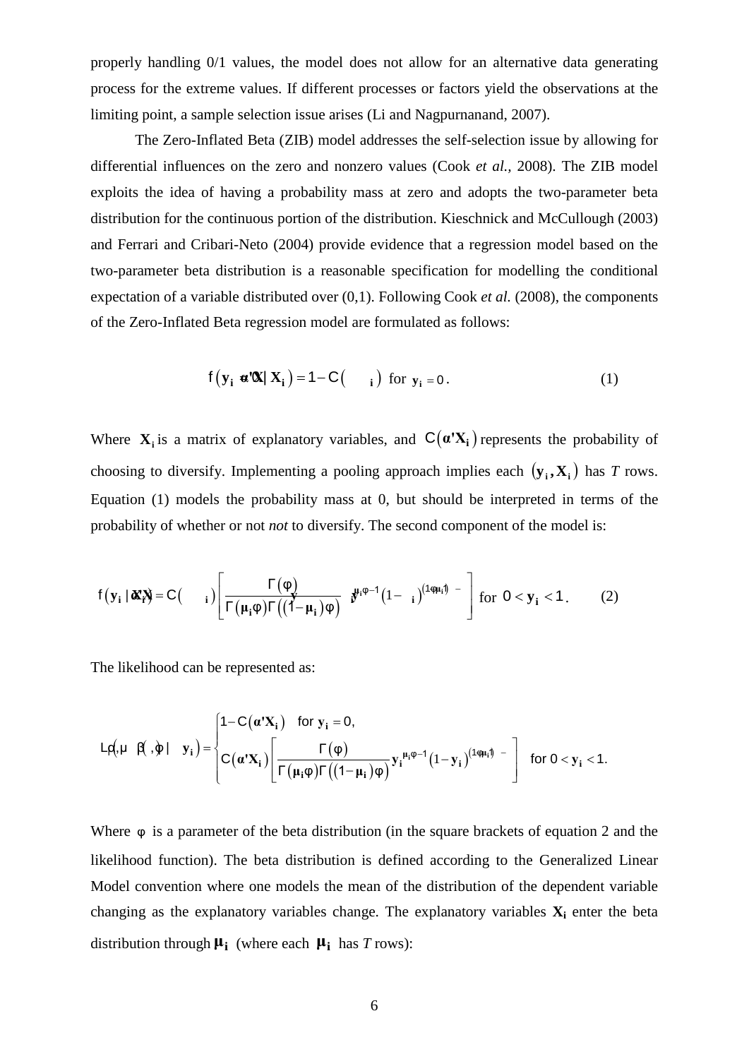properly handling 0/1 values, the model does not allow for an alternative data generating process for the extreme values. If different processes or factors yield the observations at the limiting point, a sample selection issue arises (Li and Nagpurnanand, 2007).

The Zero-Inflated Beta (ZIB) model addresses the self-selection issue by allowing for differential influences on the zero and nonzero values (Cook *et al.,* 2008). The ZIB model exploits the idea of having a probability mass at zero and adopts the two-parameter beta distribution for the continuous portion of the distribution. Kieschnick and McCullough (2003) and Ferrari and Cribari-Neto (2004) provide evidence that a regression model based on the two-parameter beta distribution is a reasonable specification for modelling the conditional expectation of a variable distributed over (0,1). Following Cook *et al.* (2008), the components of the Zero-Inflated Beta regression model are formulated as follows:

$$f\left(\mathbf{y_i} \mid \mathbf{X_i}\right) = 1 - C\left(\boldsymbol{\alpha}'\mathbf{X_i}\right) \text{ for } \mathbf{y_i} = 0. \tag{1}$$

Where $\mathbf{X_i}$ is a matrix of explanatory variables, and $C\left(\boldsymbol{\alpha}'\mathbf{X_i}\right)$ represents the probability of choosing to diversify. Implementing a pooling approach implies each $\left(\mathbf{y_i}, \mathbf{X_i}\right)$ has *T* rows. Equation (1) models the probability mass at 0, but should be interpreted in terms of the probability of whether or not *not* to diversify. The second component of the model is:

$$f\left(\mathbf{y_i} \mid \mathbf{X_i}\right) = C\left(\boldsymbol{\alpha}'\mathbf{X_i}\right)\left[\frac{\Gamma(\varphi)}{\Gamma(\boldsymbol{\mu_i}\varphi)\Gamma\left((1-\boldsymbol{\mu_i})\varphi\right)}\mathbf{y_i}^{\boldsymbol{\mu_i}\varphi-1}\left(1-\mathbf{y_i}\right)^{(1-\boldsymbol{\mu_i})\varphi-1}\right] \text{ for } 0 < \mathbf{y_i} < 1. \tag{2}$$

The likelihood can be represented as:

$$L\left(\alpha, \beta, \varphi \mid \mathbf{y_i}\right) = \begin{cases} 1 - C\left(\boldsymbol{\alpha}'\mathbf{X_i}\right) & \text{for } \mathbf{y_i} = 0, \\ C\left(\boldsymbol{\alpha}'\mathbf{X_i}\right)\left[\dfrac{\Gamma(\varphi)}{\Gamma(\boldsymbol{\mu_i}\varphi)\Gamma\left((1-\boldsymbol{\mu_i})\varphi\right)}\mathbf{y_i}^{\boldsymbol{\mu_i}\varphi-1}\left(1-\mathbf{y_i}\right)^{(1-\boldsymbol{\mu_i})\varphi-1}\right] & \text{for } 0 < \mathbf{y_i} < 1. \end{cases}$$

Where $\varphi$ is a parameter of the beta distribution (in the square brackets of equation 2 and the likelihood function). The beta distribution is defined according to the Generalized Linear Model convention where one models the mean of the distribution of the dependent variable changing as the explanatory variables change. The explanatory variables $\mathbf{X_i}$ enter the beta distribution through $\boldsymbol{\mu_i}$ (where each $\boldsymbol{\mu_i}$ has *T* rows):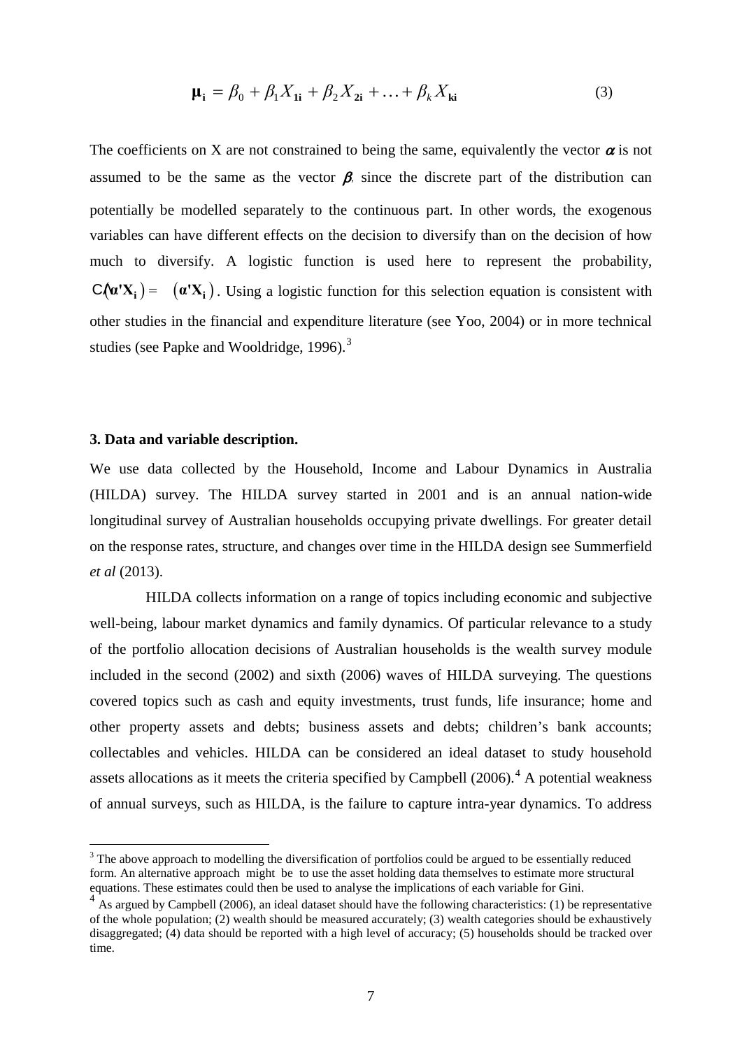$$\mathbf{\mu_i} = \beta_0 + \beta_1 X_{\mathbf{1i}} + \beta_2 X_{\mathbf{2i}} + \ldots + \beta_k X_{\mathbf{ki}} \tag{3}$$

The coefficients on X are not constrained to being the same, equivalently the vector $\alpha$ is not assumed to be the same as the vector $\beta$, since the discrete part of the distribution can potentially be modelled separately to the continuous part. In other words, the exogenous variables can have different effects on the decision to diversify than on the decision of how much to diversify. A logistic function is used here to represent the probability, $C(\boldsymbol{\alpha}'\mathbf{X_i}) = (\boldsymbol{\alpha}'\mathbf{X_i})$. Using a logistic function for this selection equation is consistent with other studies in the financial and expenditure literature (see Yoo, 2004) or in more technical studies (see Papke and Wooldridge, 1996).[3]

### 3. Data and variable description.

We use data collected by the Household, Income and Labour Dynamics in Australia (HILDA) survey. The HILDA survey started in 2001 and is an annual nation-wide longitudinal survey of Australian households occupying private dwellings. For greater detail on the response rates, structure, and changes over time in the HILDA design see Summerfield *et al* (2013).

HILDA collects information on a range of topics including economic and subjective well-being, labour market dynamics and family dynamics. Of particular relevance to a study of the portfolio allocation decisions of Australian households is the wealth survey module included in the second (2002) and sixth (2006) waves of HILDA surveying. The questions covered topics such as cash and equity investments, trust funds, life insurance; home and other property assets and debts; business assets and debts; children's bank accounts; collectables and vehicles. HILDA can be considered an ideal dataset to study household assets allocations as it meets the criteria specified by Campbell (2006).[4] A potential weakness of annual surveys, such as HILDA, is the failure to capture intra-year dynamics. To address

[3] The above approach to modelling the diversification of portfolios could be argued to be essentially reduced form. An alternative approach might be to use the asset holding data themselves to estimate more structural equations. These estimates could then be used to analyse the implications of each variable for Gini.

[4] As argued by Campbell (2006), an ideal dataset should have the following characteristics: (1) be representative of the whole population; (2) wealth should be measured accurately; (3) wealth categories should be exhaustively disaggregated; (4) data should be reported with a high level of accuracy; (5) households should be tracked over time.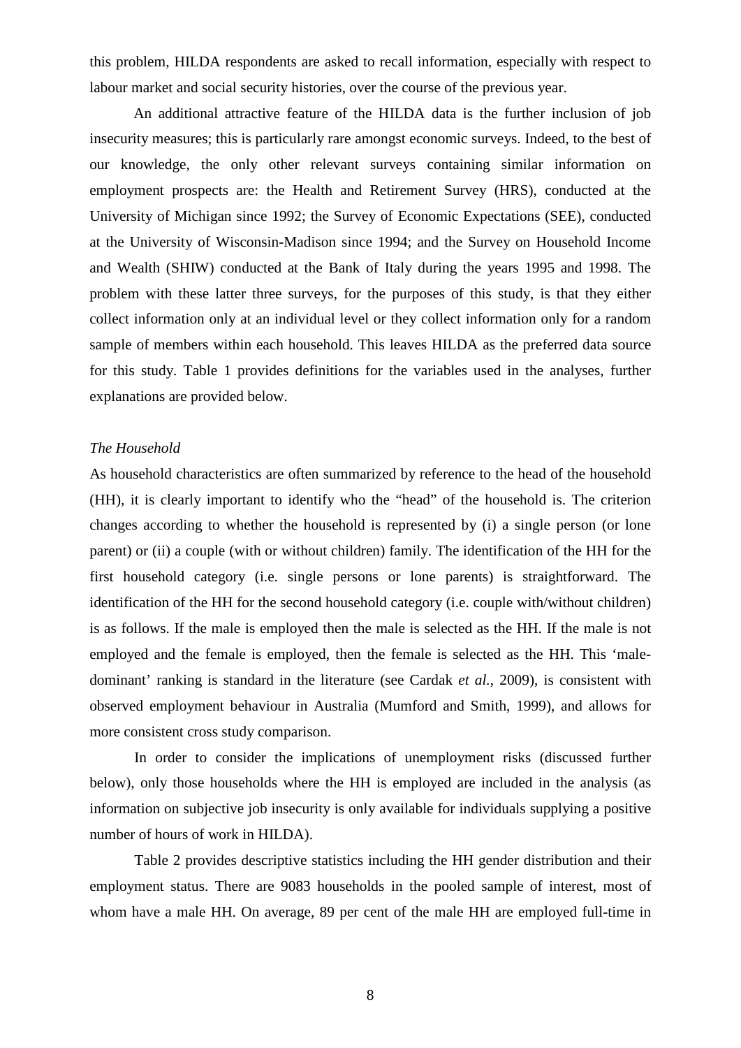this problem, HILDA respondents are asked to recall information, especially with respect to labour market and social security histories, over the course of the previous year.

An additional attractive feature of the HILDA data is the further inclusion of job insecurity measures; this is particularly rare amongst economic surveys. Indeed, to the best of our knowledge, the only other relevant surveys containing similar information on employment prospects are: the Health and Retirement Survey (HRS), conducted at the University of Michigan since 1992; the Survey of Economic Expectations (SEE), conducted at the University of Wisconsin-Madison since 1994; and the Survey on Household Income and Wealth (SHIW) conducted at the Bank of Italy during the years 1995 and 1998. The problem with these latter three surveys, for the purposes of this study, is that they either collect information only at an individual level or they collect information only for a random sample of members within each household. This leaves HILDA as the preferred data source for this study. Table 1 provides definitions for the variables used in the analyses, further explanations are provided below.

*The Household*

As household characteristics are often summarized by reference to the head of the household (HH), it is clearly important to identify who the "head" of the household is. The criterion changes according to whether the household is represented by (i) a single person (or lone parent) or (ii) a couple (with or without children) family. The identification of the HH for the first household category (i.e. single persons or lone parents) is straightforward. The identification of the HH for the second household category (i.e. couple with/without children) is as follows. If the male is employed then the male is selected as the HH. If the male is not employed and the female is employed, then the female is selected as the HH. This 'male-dominant' ranking is standard in the literature (see Cardak *et al.*, 2009), is consistent with observed employment behaviour in Australia (Mumford and Smith, 1999), and allows for more consistent cross study comparison.

In order to consider the implications of unemployment risks (discussed further below), only those households where the HH is employed are included in the analysis (as information on subjective job insecurity is only available for individuals supplying a positive number of hours of work in HILDA).

Table 2 provides descriptive statistics including the HH gender distribution and their employment status. There are 9083 households in the pooled sample of interest, most of whom have a male HH. On average, 89 per cent of the male HH are employed full-time in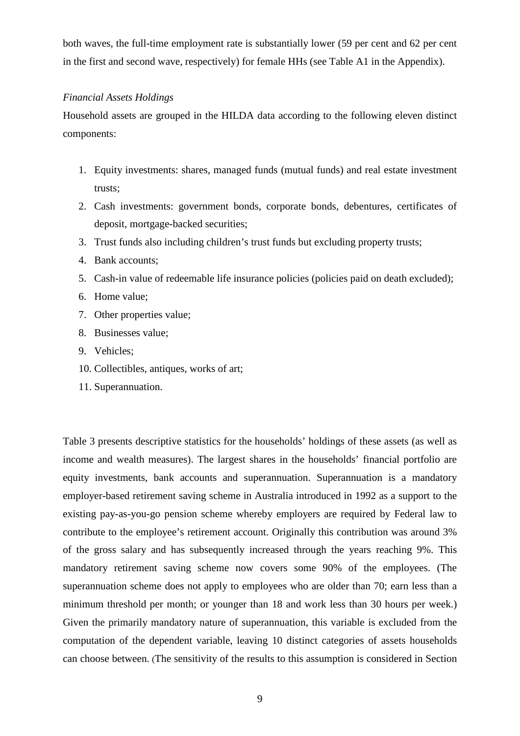both waves, the full-time employment rate is substantially lower (59 per cent and 62 per cent in the first and second wave, respectively) for female HHs (see Table A1 in the Appendix).

*Financial Assets Holdings*

Household assets are grouped in the HILDA data according to the following eleven distinct components:

1. Equity investments: shares, managed funds (mutual funds) and real estate investment trusts;
2. Cash investments: government bonds, corporate bonds, debentures, certificates of deposit, mortgage-backed securities;
3. Trust funds also including children's trust funds but excluding property trusts;
4. Bank accounts;
5. Cash-in value of redeemable life insurance policies (policies paid on death excluded);
6. Home value;
7. Other properties value;
8. Businesses value;
9. Vehicles;
10. Collectibles, antiques, works of art;
11. Superannuation.

Table 3 presents descriptive statistics for the households' holdings of these assets (as well as income and wealth measures). The largest shares in the households' financial portfolio are equity investments, bank accounts and superannuation. Superannuation is a mandatory employer-based retirement saving scheme in Australia introduced in 1992 as a support to the existing pay-as-you-go pension scheme whereby employers are required by Federal law to contribute to the employee's retirement account. Originally this contribution was around 3% of the gross salary and has subsequently increased through the years reaching 9%. This mandatory retirement saving scheme now covers some 90% of the employees. (The superannuation scheme does not apply to employees who are older than 70; earn less than a minimum threshold per month; or younger than 18 and work less than 30 hours per week.) Given the primarily mandatory nature of superannuation, this variable is excluded from the computation of the dependent variable, leaving 10 distinct categories of assets households can choose between. (The sensitivity of the results to this assumption is considered in Section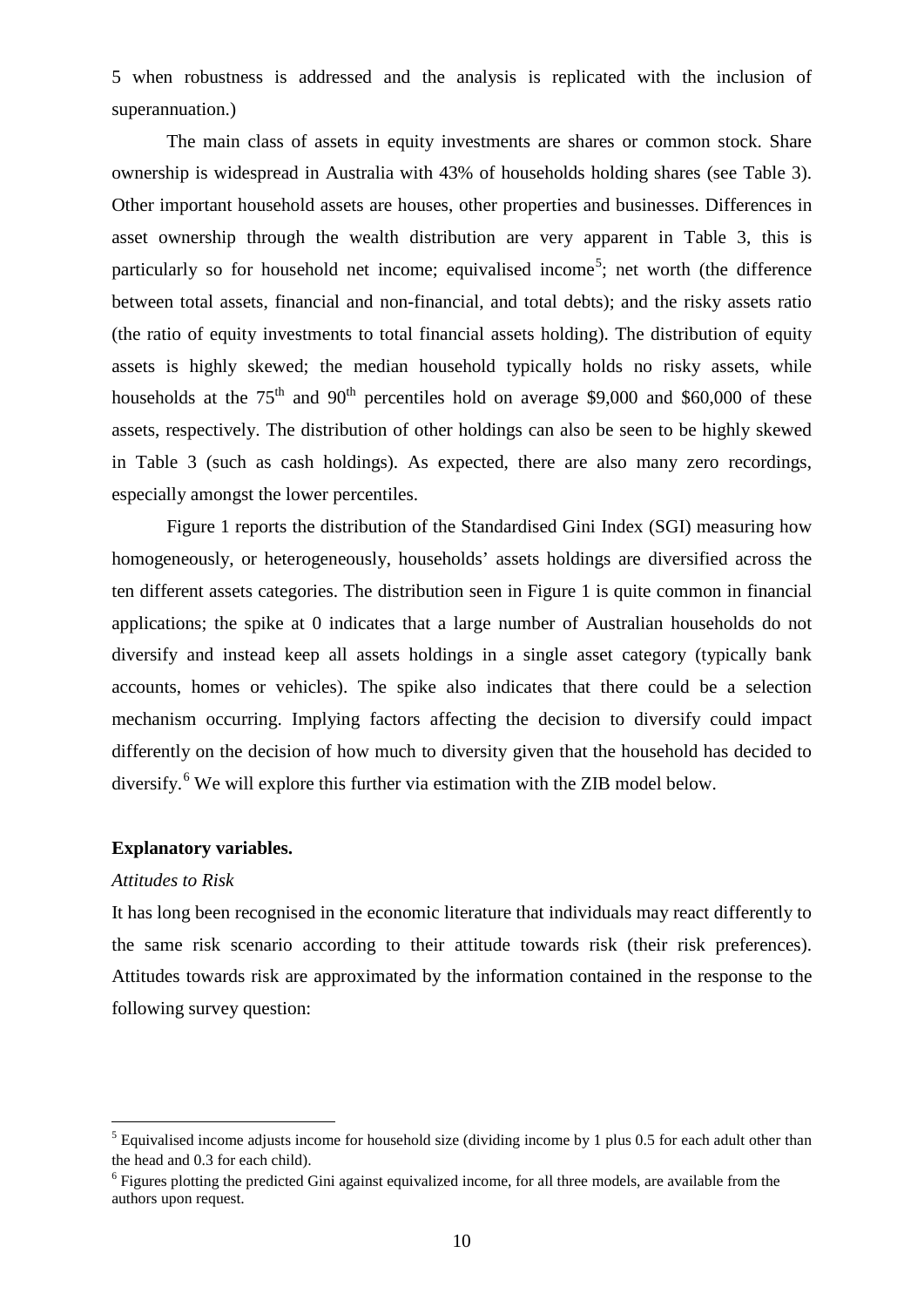5 when robustness is addressed and the analysis is replicated with the inclusion of superannuation.)

The main class of assets in equity investments are shares or common stock. Share ownership is widespread in Australia with 43% of households holding shares (see Table 3). Other important household assets are houses, other properties and businesses. Differences in asset ownership through the wealth distribution are very apparent in Table 3, this is particularly so for household net income; equivalised income[5]; net worth (the difference between total assets, financial and non-financial, and total debts); and the risky assets ratio (the ratio of equity investments to total financial assets holding). The distribution of equity assets is highly skewed; the median household typically holds no risky assets, while households at the $75^{th}$ and $90^{th}$ percentiles hold on average \$9,000 and \$60,000 of these assets, respectively. The distribution of other holdings can also be seen to be highly skewed in Table 3 (such as cash holdings). As expected, there are also many zero recordings, especially amongst the lower percentiles.

Figure 1 reports the distribution of the Standardised Gini Index (SGI) measuring how homogeneously, or heterogeneously, households' assets holdings are diversified across the ten different assets categories. The distribution seen in Figure 1 is quite common in financial applications; the spike at 0 indicates that a large number of Australian households do not diversify and instead keep all assets holdings in a single asset category (typically bank accounts, homes or vehicles). The spike also indicates that there could be a selection mechanism occurring. Implying factors affecting the decision to diversify could impact differently on the decision of how much to diversity given that the household has decided to diversify.[6] We will explore this further via estimation with the ZIB model below.

**Explanatory variables.**

*Attitudes to Risk*

It has long been recognised in the economic literature that individuals may react differently to the same risk scenario according to their attitude towards risk (their risk preferences). Attitudes towards risk are approximated by the information contained in the response to the following survey question:

---

[5] Equivalised income adjusts income for household size (dividing income by 1 plus 0.5 for each adult other than the head and 0.3 for each child).

[6] Figures plotting the predicted Gini against equivalized income, for all three models, are available from the authors upon request.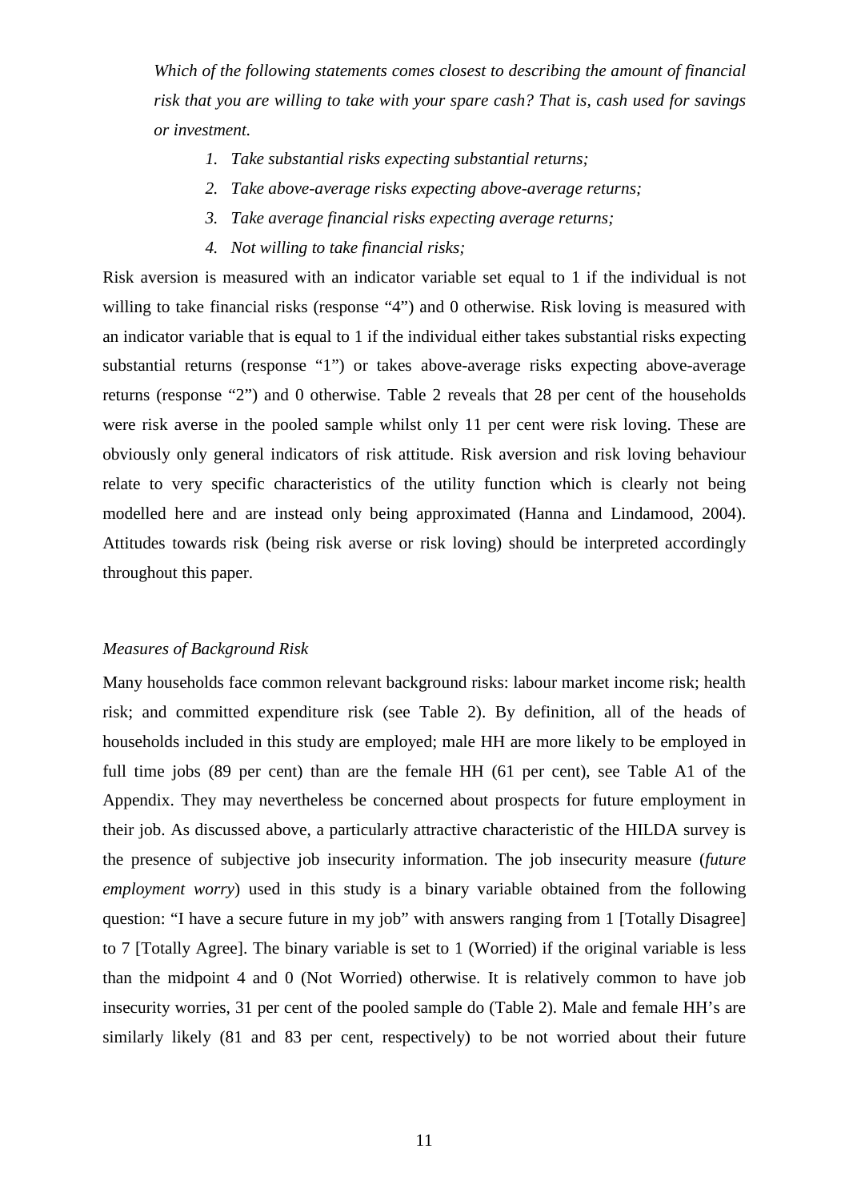*Which of the following statements comes closest to describing the amount of financial risk that you are willing to take with your spare cash? That is, cash used for savings or investment.*

1. *Take substantial risks expecting substantial returns;*
2. *Take above-average risks expecting above-average returns;*
3. *Take average financial risks expecting average returns;*
4. *Not willing to take financial risks;*

Risk aversion is measured with an indicator variable set equal to 1 if the individual is not willing to take financial risks (response "4") and 0 otherwise. Risk loving is measured with an indicator variable that is equal to 1 if the individual either takes substantial risks expecting substantial returns (response "1") or takes above-average risks expecting above-average returns (response "2") and 0 otherwise. Table 2 reveals that 28 per cent of the households were risk averse in the pooled sample whilst only 11 per cent were risk loving. These are obviously only general indicators of risk attitude. Risk aversion and risk loving behaviour relate to very specific characteristics of the utility function which is clearly not being modelled here and are instead only being approximated (Hanna and Lindamood, 2004). Attitudes towards risk (being risk averse or risk loving) should be interpreted accordingly throughout this paper.

*Measures of Background Risk*

Many households face common relevant background risks: labour market income risk; health risk; and committed expenditure risk (see Table 2). By definition, all of the heads of households included in this study are employed; male HH are more likely to be employed in full time jobs (89 per cent) than are the female HH (61 per cent), see Table A1 of the Appendix. They may nevertheless be concerned about prospects for future employment in their job. As discussed above, a particularly attractive characteristic of the HILDA survey is the presence of subjective job insecurity information. The job insecurity measure (*future employment worry*) used in this study is a binary variable obtained from the following question: "I have a secure future in my job" with answers ranging from 1 [Totally Disagree] to 7 [Totally Agree]. The binary variable is set to 1 (Worried) if the original variable is less than the midpoint 4 and 0 (Not Worried) otherwise. It is relatively common to have job insecurity worries, 31 per cent of the pooled sample do (Table 2). Male and female HH's are similarly likely (81 and 83 per cent, respectively) to be not worried about their future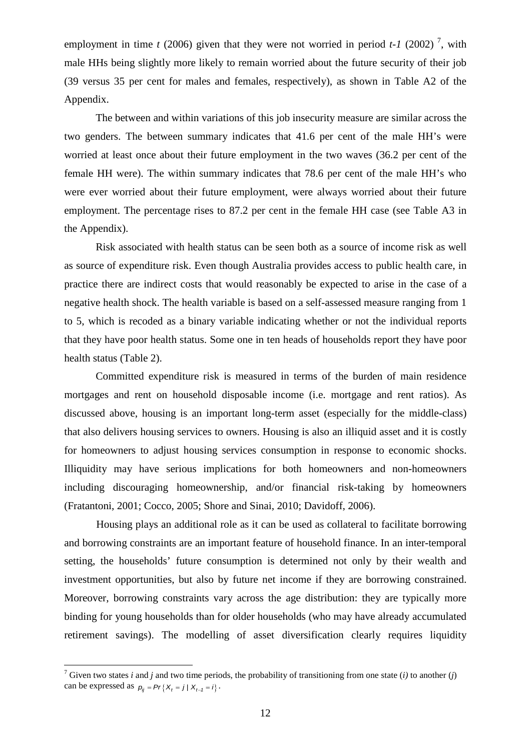employment in time *t* (2006) given that they were not worried in period *t-1* (2002) [7], with male HHs being slightly more likely to remain worried about the future security of their job (39 versus 35 per cent for males and females, respectively), as shown in Table A2 of the Appendix.

The between and within variations of this job insecurity measure are similar across the two genders. The between summary indicates that 41.6 per cent of the male HH's were worried at least once about their future employment in the two waves (36.2 per cent of the female HH were). The within summary indicates that 78.6 per cent of the male HH's who were ever worried about their future employment, were always worried about their future employment. The percentage rises to 87.2 per cent in the female HH case (see Table A3 in the Appendix).

Risk associated with health status can be seen both as a source of income risk as well as source of expenditure risk. Even though Australia provides access to public health care, in practice there are indirect costs that would reasonably be expected to arise in the case of a negative health shock. The health variable is based on a self-assessed measure ranging from 1 to 5, which is recoded as a binary variable indicating whether or not the individual reports that they have poor health status. Some one in ten heads of households report they have poor health status (Table 2).

Committed expenditure risk is measured in terms of the burden of main residence mortgages and rent on household disposable income (i.e. mortgage and rent ratios). As discussed above, housing is an important long-term asset (especially for the middle-class) that also delivers housing services to owners. Housing is also an illiquid asset and it is costly for homeowners to adjust housing services consumption in response to economic shocks. Illiquidity may have serious implications for both homeowners and non-homeowners including discouraging homeownership, and/or financial risk-taking by homeowners (Fratantoni, 2001; Cocco, 2005; Shore and Sinai, 2010; Davidoff, 2006).

Housing plays an additional role as it can be used as collateral to facilitate borrowing and borrowing constraints are an important feature of household finance. In an inter-temporal setting, the households' future consumption is determined not only by their wealth and investment opportunities, but also by future net income if they are borrowing constrained. Moreover, borrowing constraints vary across the age distribution: they are typically more binding for young households than for older households (who may have already accumulated retirement savings). The modelling of asset diversification clearly requires liquidity

---

[7] Given two states *i* and *j* and two time periods, the probability of transitioning from one state (*i*) to another (*j*) can be expressed as $p_{ij} = Pr\{X_t = j \mid X_{t-1} = i\}$.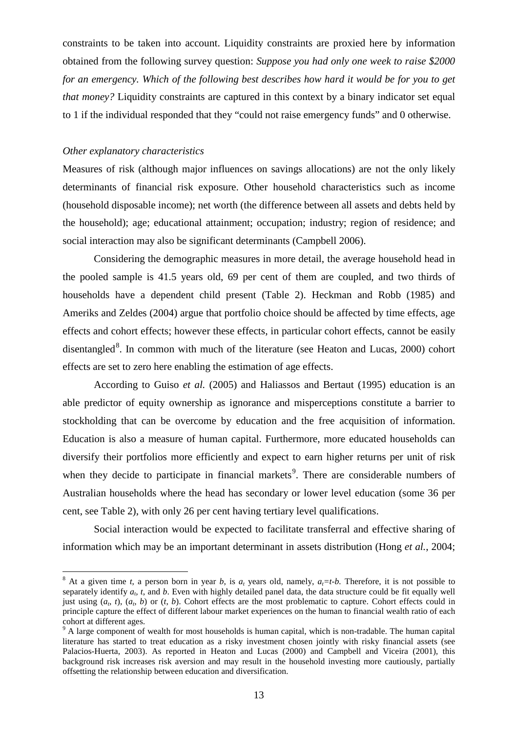constraints to be taken into account. Liquidity constraints are proxied here by information obtained from the following survey question: *Suppose you had only one week to raise $2000 for an emergency. Which of the following best describes how hard it would be for you to get that money?* Liquidity constraints are captured in this context by a binary indicator set equal to 1 if the individual responded that they "could not raise emergency funds" and 0 otherwise.

*Other explanatory characteristics*

Measures of risk (although major influences on savings allocations) are not the only likely determinants of financial risk exposure. Other household characteristics such as income (household disposable income); net worth (the difference between all assets and debts held by the household); age; educational attainment; occupation; industry; region of residence; and social interaction may also be significant determinants (Campbell 2006).

Considering the demographic measures in more detail, the average household head in the pooled sample is 41.5 years old, 69 per cent of them are coupled, and two thirds of households have a dependent child present (Table 2). Heckman and Robb (1985) and Ameriks and Zeldes (2004) argue that portfolio choice should be affected by time effects, age effects and cohort effects; however these effects, in particular cohort effects, cannot be easily disentangled[8]. In common with much of the literature (see Heaton and Lucas, 2000) cohort effects are set to zero here enabling the estimation of age effects.

According to Guiso *et al.* (2005) and Haliassos and Bertaut (1995) education is an able predictor of equity ownership as ignorance and misperceptions constitute a barrier to stockholding that can be overcome by education and the free acquisition of information. Education is also a measure of human capital. Furthermore, more educated households can diversify their portfolios more efficiently and expect to earn higher returns per unit of risk when they decide to participate in financial markets[9]. There are considerable numbers of Australian households where the head has secondary or lower level education (some 36 per cent, see Table 2), with only 26 per cent having tertiary level qualifications.

Social interaction would be expected to facilitate transferral and effective sharing of information which may be an important determinant in assets distribution (Hong *et al.*, 2004;

---

[8] At a given time $t$, a person born in year $b$, is $a_t$ years old, namely, $a_t=t-b$. Therefore, it is not possible to separately identify $a_t$, $t$, and $b$. Even with highly detailed panel data, the data structure could be fit equally well just using $(a_t, t)$, $(a_t, b)$ or $(t, b)$. Cohort effects are the most problematic to capture. Cohort effects could in principle capture the effect of different labour market experiences on the human to financial wealth ratio of each cohort at different ages.

[9] A large component of wealth for most households is human capital, which is non-tradable. The human capital literature has started to treat education as a risky investment chosen jointly with risky financial assets (see Palacios-Huerta, 2003). As reported in Heaton and Lucas (2000) and Campbell and Viceira (2001), this background risk increases risk aversion and may result in the household investing more cautiously, partially offsetting the relationship between education and diversification.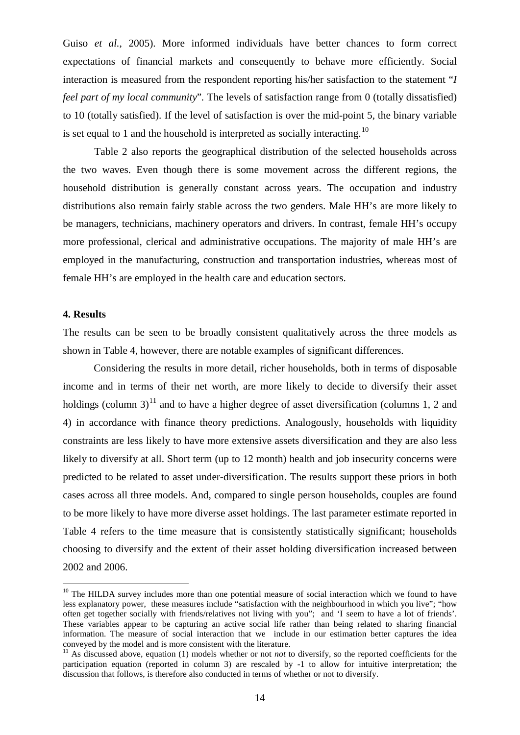Guiso *et al.*, 2005). More informed individuals have better chances to form correct expectations of financial markets and consequently to behave more efficiently. Social interaction is measured from the respondent reporting his/her satisfaction to the statement "*I feel part of my local community*". The levels of satisfaction range from 0 (totally dissatisfied) to 10 (totally satisfied). If the level of satisfaction is over the mid-point 5, the binary variable is set equal to 1 and the household is interpreted as socially interacting.[10]

Table 2 also reports the geographical distribution of the selected households across the two waves. Even though there is some movement across the different regions, the household distribution is generally constant across years. The occupation and industry distributions also remain fairly stable across the two genders. Male HH's are more likely to be managers, technicians, machinery operators and drivers. In contrast, female HH's occupy more professional, clerical and administrative occupations. The majority of male HH's are employed in the manufacturing, construction and transportation industries, whereas most of female HH's are employed in the health care and education sectors.

**4. Results**

The results can be seen to be broadly consistent qualitatively across the three models as shown in Table 4, however, there are notable examples of significant differences.

Considering the results in more detail, richer households, both in terms of disposable income and in terms of their net worth, are more likely to decide to diversify their asset holdings (column 3)[11] and to have a higher degree of asset diversification (columns 1, 2 and 4) in accordance with finance theory predictions. Analogously, households with liquidity constraints are less likely to have more extensive assets diversification and they are also less likely to diversify at all. Short term (up to 12 month) health and job insecurity concerns were predicted to be related to asset under-diversification. The results support these priors in both cases across all three models. And, compared to single person households, couples are found to be more likely to have more diverse asset holdings. The last parameter estimate reported in Table 4 refers to the time measure that is consistently statistically significant; households choosing to diversify and the extent of their asset holding diversification increased between 2002 and 2006.

[10] The HILDA survey includes more than one potential measure of social interaction which we found to have less explanatory power, these measures include "satisfaction with the neighbourhood in which you live"; "how often get together socially with friends/relatives not living with you"; and 'I seem to have a lot of friends'. These variables appear to be capturing an active social life rather than being related to sharing financial information. The measure of social interaction that we include in our estimation better captures the idea conveyed by the model and is more consistent with the literature.

[11] As discussed above, equation (1) models whether or not *not* to diversify, so the reported coefficients for the participation equation (reported in column 3) are rescaled by -1 to allow for intuitive interpretation; the discussion that follows, is therefore also conducted in terms of whether or not to diversify.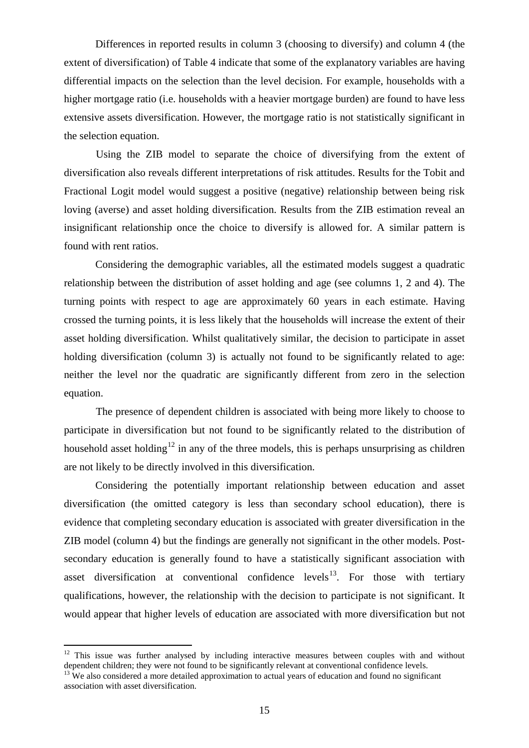Differences in reported results in column 3 (choosing to diversify) and column 4 (the extent of diversification) of Table 4 indicate that some of the explanatory variables are having differential impacts on the selection than the level decision. For example, households with a higher mortgage ratio (i.e. households with a heavier mortgage burden) are found to have less extensive assets diversification. However, the mortgage ratio is not statistically significant in the selection equation.

Using the ZIB model to separate the choice of diversifying from the extent of diversification also reveals different interpretations of risk attitudes. Results for the Tobit and Fractional Logit model would suggest a positive (negative) relationship between being risk loving (averse) and asset holding diversification. Results from the ZIB estimation reveal an insignificant relationship once the choice to diversify is allowed for. A similar pattern is found with rent ratios.

Considering the demographic variables, all the estimated models suggest a quadratic relationship between the distribution of asset holding and age (see columns 1, 2 and 4). The turning points with respect to age are approximately 60 years in each estimate. Having crossed the turning points, it is less likely that the households will increase the extent of their asset holding diversification. Whilst qualitatively similar, the decision to participate in asset holding diversification (column 3) is actually not found to be significantly related to age: neither the level nor the quadratic are significantly different from zero in the selection equation.

The presence of dependent children is associated with being more likely to choose to participate in diversification but not found to be significantly related to the distribution of household asset holding[12] in any of the three models, this is perhaps unsurprising as children are not likely to be directly involved in this diversification.

Considering the potentially important relationship between education and asset diversification (the omitted category is less than secondary school education), there is evidence that completing secondary education is associated with greater diversification in the ZIB model (column 4) but the findings are generally not significant in the other models. Post-secondary education is generally found to have a statistically significant association with asset diversification at conventional confidence levels[13]. For those with tertiary qualifications, however, the relationship with the decision to participate is not significant. It would appear that higher levels of education are associated with more diversification but not

---

[12] This issue was further analysed by including interactive measures between couples with and without dependent children; they were not found to be significantly relevant at conventional confidence levels.

[13] We also considered a more detailed approximation to actual years of education and found no significant association with asset diversification.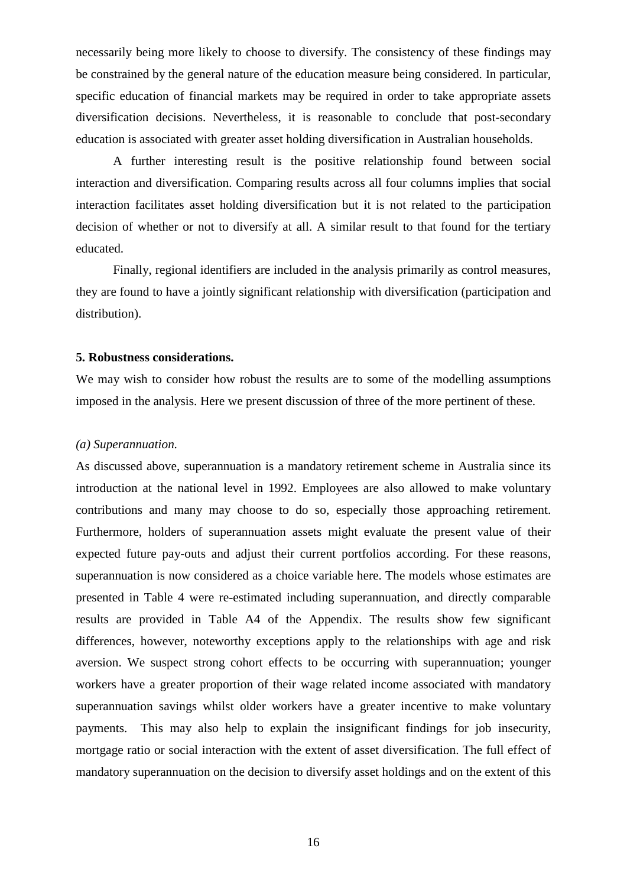necessarily being more likely to choose to diversify. The consistency of these findings may be constrained by the general nature of the education measure being considered. In particular, specific education of financial markets may be required in order to take appropriate assets diversification decisions. Nevertheless, it is reasonable to conclude that post-secondary education is associated with greater asset holding diversification in Australian households.

A further interesting result is the positive relationship found between social interaction and diversification. Comparing results across all four columns implies that social interaction facilitates asset holding diversification but it is not related to the participation decision of whether or not to diversify at all. A similar result to that found for the tertiary educated.

Finally, regional identifiers are included in the analysis primarily as control measures, they are found to have a jointly significant relationship with diversification (participation and distribution).

**5. Robustness considerations.**

We may wish to consider how robust the results are to some of the modelling assumptions imposed in the analysis. Here we present discussion of three of the more pertinent of these.

*(a) Superannuation.*

As discussed above, superannuation is a mandatory retirement scheme in Australia since its introduction at the national level in 1992. Employees are also allowed to make voluntary contributions and many may choose to do so, especially those approaching retirement. Furthermore, holders of superannuation assets might evaluate the present value of their expected future pay-outs and adjust their current portfolios according. For these reasons, superannuation is now considered as a choice variable here. The models whose estimates are presented in Table 4 were re-estimated including superannuation, and directly comparable results are provided in Table A4 of the Appendix. The results show few significant differences, however, noteworthy exceptions apply to the relationships with age and risk aversion. We suspect strong cohort effects to be occurring with superannuation; younger workers have a greater proportion of their wage related income associated with mandatory superannuation savings whilst older workers have a greater incentive to make voluntary payments. This may also help to explain the insignificant findings for job insecurity, mortgage ratio or social interaction with the extent of asset diversification. The full effect of mandatory superannuation on the decision to diversify asset holdings and on the extent of this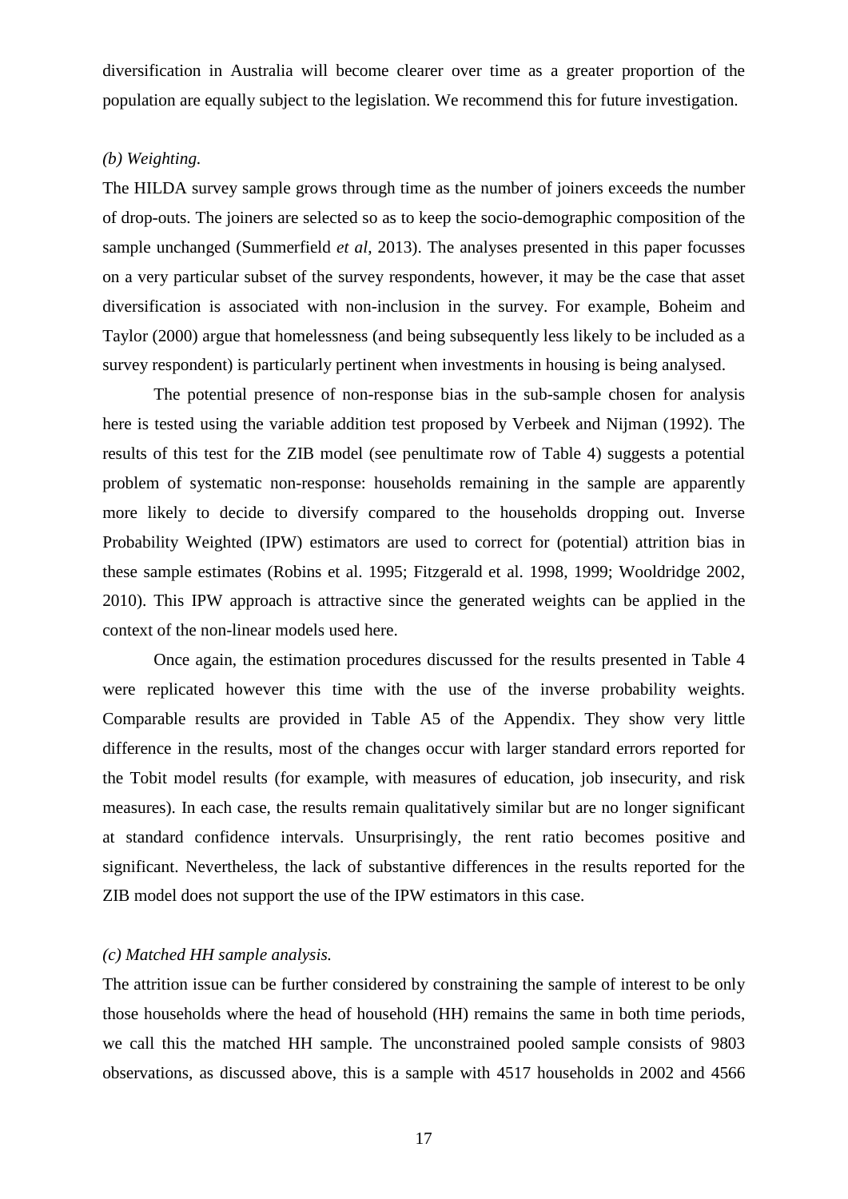diversification in Australia will become clearer over time as a greater proportion of the population are equally subject to the legislation. We recommend this for future investigation.

*(b) Weighting.*

The HILDA survey sample grows through time as the number of joiners exceeds the number of drop-outs. The joiners are selected so as to keep the socio-demographic composition of the sample unchanged (Summerfield *et al*, 2013). The analyses presented in this paper focusses on a very particular subset of the survey respondents, however, it may be the case that asset diversification is associated with non-inclusion in the survey. For example, Boheim and Taylor (2000) argue that homelessness (and being subsequently less likely to be included as a survey respondent) is particularly pertinent when investments in housing is being analysed.

The potential presence of non-response bias in the sub-sample chosen for analysis here is tested using the variable addition test proposed by Verbeek and Nijman (1992). The results of this test for the ZIB model (see penultimate row of Table 4) suggests a potential problem of systematic non-response: households remaining in the sample are apparently more likely to decide to diversify compared to the households dropping out. Inverse Probability Weighted (IPW) estimators are used to correct for (potential) attrition bias in these sample estimates (Robins et al. 1995; Fitzgerald et al. 1998, 1999; Wooldridge 2002, 2010). This IPW approach is attractive since the generated weights can be applied in the context of the non-linear models used here.

Once again, the estimation procedures discussed for the results presented in Table 4 were replicated however this time with the use of the inverse probability weights. Comparable results are provided in Table A5 of the Appendix. They show very little difference in the results, most of the changes occur with larger standard errors reported for the Tobit model results (for example, with measures of education, job insecurity, and risk measures). In each case, the results remain qualitatively similar but are no longer significant at standard confidence intervals. Unsurprisingly, the rent ratio becomes positive and significant. Nevertheless, the lack of substantive differences in the results reported for the ZIB model does not support the use of the IPW estimators in this case.

*(c) Matched HH sample analysis.*

The attrition issue can be further considered by constraining the sample of interest to be only those households where the head of household (HH) remains the same in both time periods, we call this the matched HH sample. The unconstrained pooled sample consists of 9803 observations, as discussed above, this is a sample with 4517 households in 2002 and 4566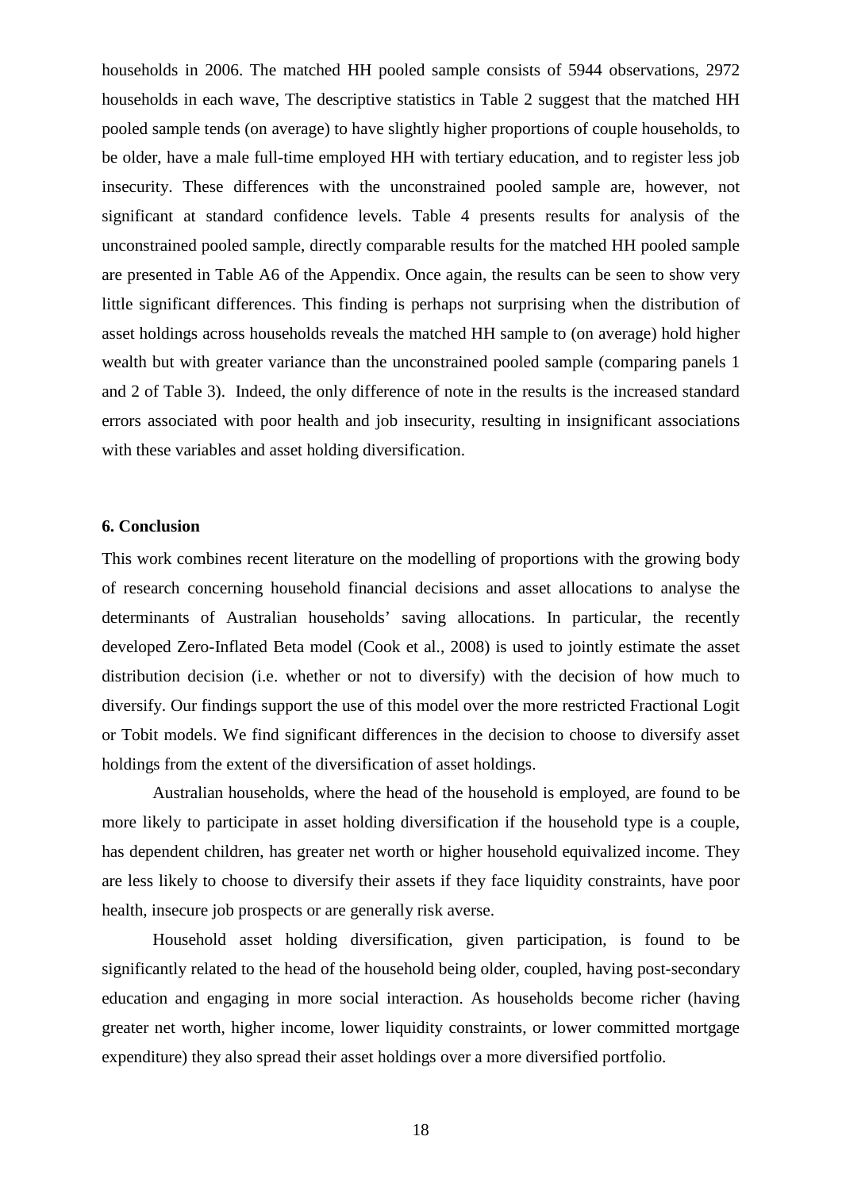households in 2006. The matched HH pooled sample consists of 5944 observations, 2972 households in each wave, The descriptive statistics in Table 2 suggest that the matched HH pooled sample tends (on average) to have slightly higher proportions of couple households, to be older, have a male full-time employed HH with tertiary education, and to register less job insecurity. These differences with the unconstrained pooled sample are, however, not significant at standard confidence levels. Table 4 presents results for analysis of the unconstrained pooled sample, directly comparable results for the matched HH pooled sample are presented in Table A6 of the Appendix. Once again, the results can be seen to show very little significant differences. This finding is perhaps not surprising when the distribution of asset holdings across households reveals the matched HH sample to (on average) hold higher wealth but with greater variance than the unconstrained pooled sample (comparing panels 1 and 2 of Table 3). Indeed, the only difference of note in the results is the increased standard errors associated with poor health and job insecurity, resulting in insignificant associations with these variables and asset holding diversification.

### 6. Conclusion

This work combines recent literature on the modelling of proportions with the growing body of research concerning household financial decisions and asset allocations to analyse the determinants of Australian households' saving allocations. In particular, the recently developed Zero-Inflated Beta model (Cook et al., 2008) is used to jointly estimate the asset distribution decision (i.e. whether or not to diversify) with the decision of how much to diversify. Our findings support the use of this model over the more restricted Fractional Logit or Tobit models. We find significant differences in the decision to choose to diversify asset holdings from the extent of the diversification of asset holdings.

Australian households, where the head of the household is employed, are found to be more likely to participate in asset holding diversification if the household type is a couple, has dependent children, has greater net worth or higher household equivalized income. They are less likely to choose to diversify their assets if they face liquidity constraints, have poor health, insecure job prospects or are generally risk averse.

Household asset holding diversification, given participation, is found to be significantly related to the head of the household being older, coupled, having post-secondary education and engaging in more social interaction. As households become richer (having greater net worth, higher income, lower liquidity constraints, or lower committed mortgage expenditure) they also spread their asset holdings over a more diversified portfolio.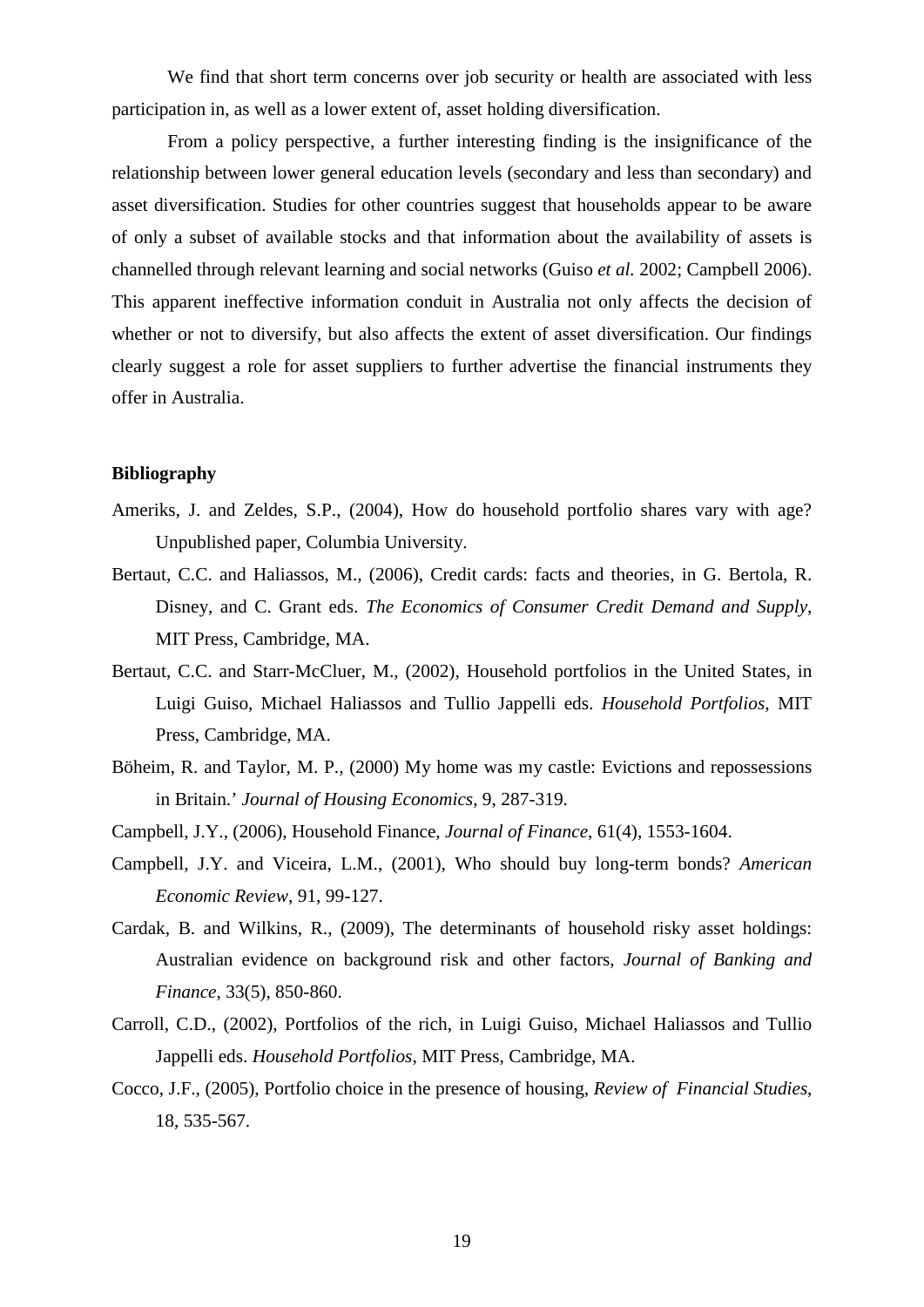We find that short term concerns over job security or health are associated with less participation in, as well as a lower extent of, asset holding diversification.

From a policy perspective, a further interesting finding is the insignificance of the relationship between lower general education levels (secondary and less than secondary) and asset diversification. Studies for other countries suggest that households appear to be aware of only a subset of available stocks and that information about the availability of assets is channelled through relevant learning and social networks (Guiso *et al.* 2002; Campbell 2006). This apparent ineffective information conduit in Australia not only affects the decision of whether or not to diversify, but also affects the extent of asset diversification. Our findings clearly suggest a role for asset suppliers to further advertise the financial instruments they offer in Australia.

**Bibliography**

Ameriks, J. and Zeldes, S.P., (2004), How do household portfolio shares vary with age? Unpublished paper, Columbia University.

Bertaut, C.C. and Haliassos, M., (2006), Credit cards: facts and theories, in G. Bertola, R. Disney, and C. Grant eds. *The Economics of Consumer Credit Demand and Supply*, MIT Press, Cambridge, MA.

Bertaut, C.C. and Starr-McCluer, M., (2002), Household portfolios in the United States, in Luigi Guiso, Michael Haliassos and Tullio Jappelli eds. *Household Portfolios*, MIT Press, Cambridge, MA.

Böheim, R. and Taylor, M. P., (2000) My home was my castle: Evictions and repossessions in Britain.' *Journal of Housing Economics*, 9, 287-319.

Campbell, J.Y., (2006), Household Finance, *Journal of Finance*, 61(4), 1553-1604.

Campbell, J.Y. and Viceira, L.M., (2001), Who should buy long-term bonds? *American Economic Review*, 91, 99-127.

Cardak, B. and Wilkins, R., (2009), The determinants of household risky asset holdings: Australian evidence on background risk and other factors, *Journal of Banking and Finance*, 33(5), 850-860.

Carroll, C.D., (2002), Portfolios of the rich, in Luigi Guiso, Michael Haliassos and Tullio Jappelli eds. *Household Portfolios*, MIT Press, Cambridge, MA.

Cocco, J.F., (2005), Portfolio choice in the presence of housing, *Review of Financial Studies*, 18, 535-567.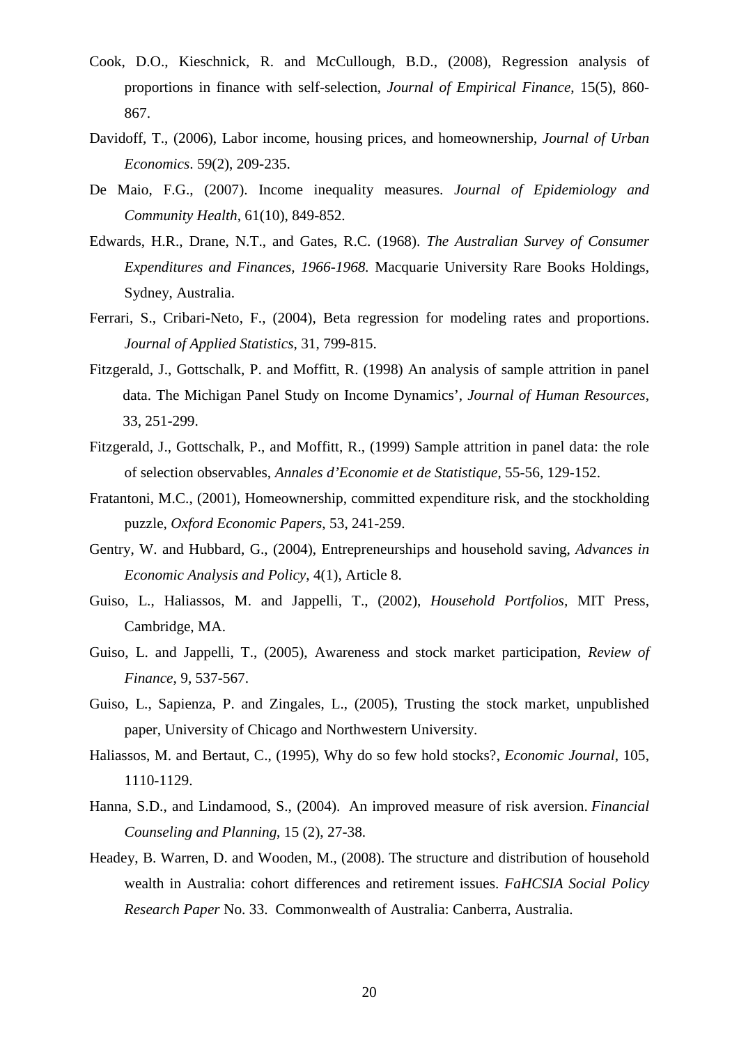Cook, D.O., Kieschnick, R. and McCullough, B.D., (2008), Regression analysis of proportions in finance with self-selection, *Journal of Empirical Finance*, 15(5), 860-867.

Davidoff, T., (2006), Labor income, housing prices, and homeownership, *Journal of Urban Economics*. 59(2), 209-235.

De Maio, F.G., (2007). Income inequality measures. *Journal of Epidemiology and Community Health*, 61(10), 849-852.

Edwards, H.R., Drane, N.T., and Gates, R.C. (1968). *The Australian Survey of Consumer Expenditures and Finances, 1966-1968.* Macquarie University Rare Books Holdings, Sydney, Australia.

Ferrari, S., Cribari-Neto, F., (2004), Beta regression for modeling rates and proportions. *Journal of Applied Statistics*, 31, 799-815.

Fitzgerald, J., Gottschalk, P. and Moffitt, R. (1998) An analysis of sample attrition in panel data. The Michigan Panel Study on Income Dynamics', *Journal of Human Resources*, 33, 251-299.

Fitzgerald, J., Gottschalk, P., and Moffitt, R., (1999) Sample attrition in panel data: the role of selection observables, *Annales d'Economie et de Statistique*, 55-56, 129-152.

Fratantoni, M.C., (2001), Homeownership, committed expenditure risk, and the stockholding puzzle, *Oxford Economic Papers*, 53, 241-259.

Gentry, W. and Hubbard, G., (2004), Entrepreneurships and household saving, *Advances in Economic Analysis and Policy*, 4(1), Article 8.

Guiso, L., Haliassos, M. and Jappelli, T., (2002), *Household Portfolios*, MIT Press, Cambridge, MA.

Guiso, L. and Jappelli, T., (2005), Awareness and stock market participation, *Review of Finance*, 9, 537-567.

Guiso, L., Sapienza, P. and Zingales, L., (2005), Trusting the stock market, unpublished paper, University of Chicago and Northwestern University.

Haliassos, M. and Bertaut, C., (1995), Why do so few hold stocks?, *Economic Journal*, 105, 1110-1129.

Hanna, S.D., and Lindamood, S., (2004). An improved measure of risk aversion. *Financial Counseling and Planning*, 15 (2), 27-38.

Headey, B. Warren, D. and Wooden, M., (2008). The structure and distribution of household wealth in Australia: cohort differences and retirement issues. *FaHCSIA Social Policy Research Paper* No. 33. Commonwealth of Australia: Canberra, Australia.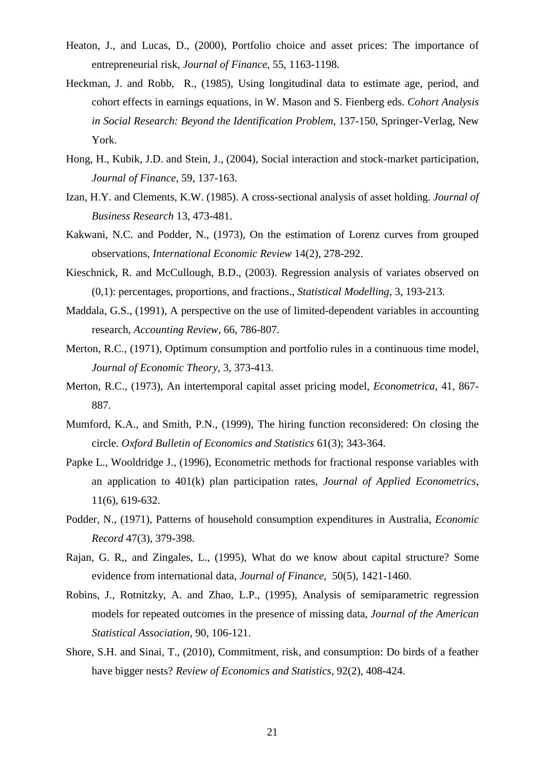Heaton, J., and Lucas, D., (2000), Portfolio choice and asset prices: The importance of entrepreneurial risk, *Journal of Finance*, 55, 1163-1198.

Heckman, J. and Robb, R., (1985), Using longitudinal data to estimate age, period, and cohort effects in earnings equations, in W. Mason and S. Fienberg eds. *Cohort Analysis in Social Research: Beyond the Identification Problem*, 137-150, Springer-Verlag, New York.

Hong, H., Kubik, J.D. and Stein, J., (2004), Social interaction and stock-market participation, *Journal of Finance*, 59, 137-163.

Izan, H.Y. and Clements, K.W. (1985). A cross-sectional analysis of asset holding. *Journal of Business Research* 13, 473-481.

Kakwani, N.C. and Podder, N., (1973), On the estimation of Lorenz curves from grouped observations, *International Economic Review* 14(2), 278-292.

Kieschnick, R. and McCullough, B.D., (2003). Regression analysis of variates observed on (0,1): percentages, proportions, and fractions., *Statistical Modelling*, 3, 193-213.

Maddala, G.S., (1991), A perspective on the use of limited-dependent variables in accounting research, *Accounting Review*, 66, 786-807.

Merton, R.C., (1971), Optimum consumption and portfolio rules in a continuous time model, *Journal of Economic Theory*, 3, 373-413.

Merton, R.C., (1973), An intertemporal capital asset pricing model, *Econometrica*, 41, 867-887.

Mumford, K.A., and Smith, P.N., (1999), The hiring function reconsidered: On closing the circle. *Oxford Bulletin of Economics and Statistics* 61(3); 343-364.

Papke L., Wooldridge J., (1996), Econometric methods for fractional response variables with an application to 401(k) plan participation rates, *Journal of Applied Econometrics*, 11(6), 619-632.

Podder, N., (1971), Patterns of household consumption expenditures in Australia, *Economic Record* 47(3), 379-398.

Rajan, G. R,, and Zingales, L., (1995), What do we know about capital structure? Some evidence from international data, *Journal of Finance*, 50(5), 1421-1460.

Robins, J., Rotnitzky, A. and Zhao, L.P., (1995), Analysis of semiparametric regression models for repeated outcomes in the presence of missing data, *Journal of the American Statistical Association*, 90, 106-121.

Shore, S.H. and Sinai, T., (2010), Commitment, risk, and consumption: Do birds of a feather have bigger nests? *Review of Economics and Statistics*, 92(2), 408-424.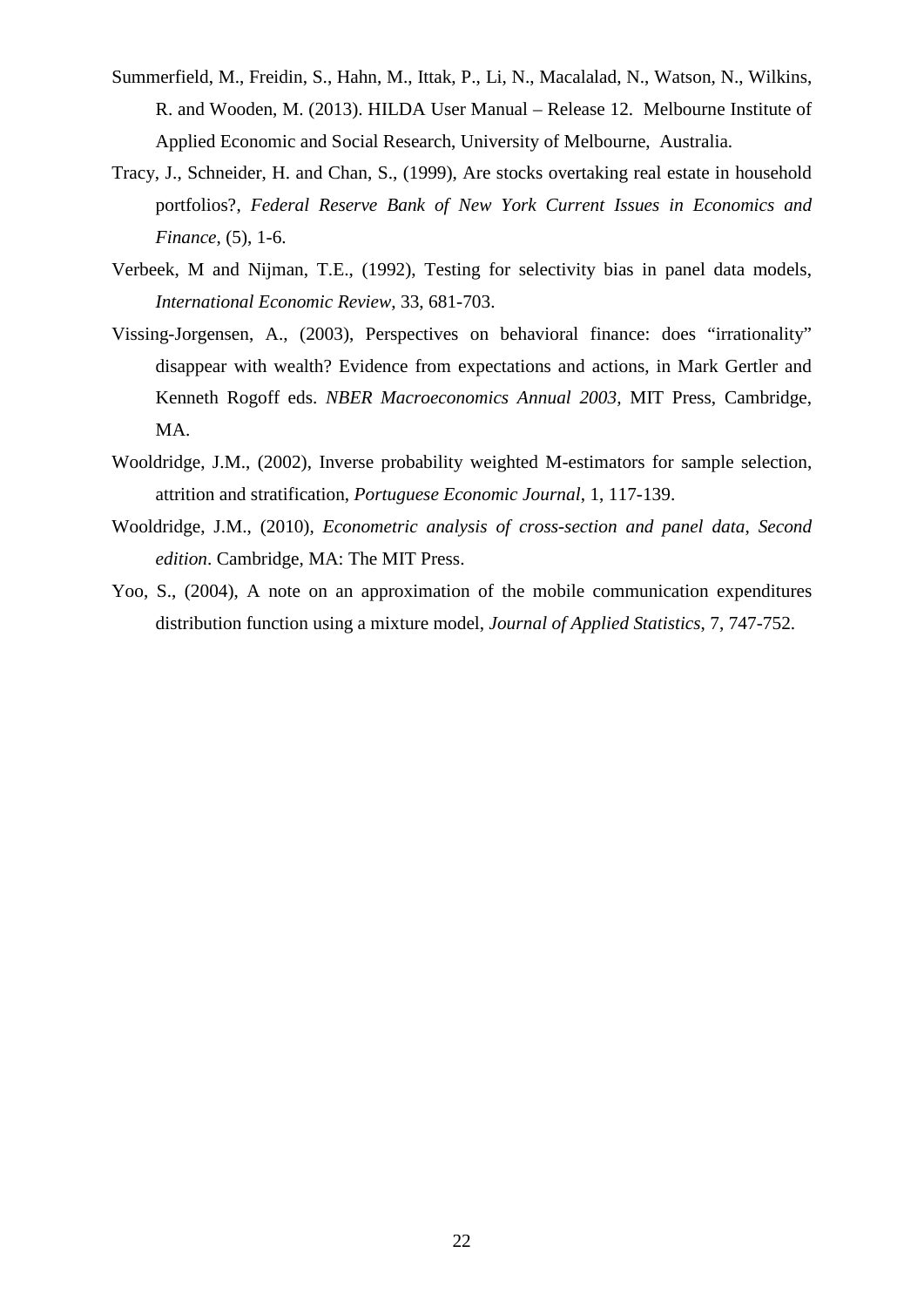Summerfield, M., Freidin, S., Hahn, M., Ittak, P., Li, N., Macalalad, N., Watson, N., Wilkins, R. and Wooden, M. (2013). HILDA User Manual – Release 12. Melbourne Institute of Applied Economic and Social Research, University of Melbourne, Australia.

Tracy, J., Schneider, H. and Chan, S., (1999), Are stocks overtaking real estate in household portfolios?, *Federal Reserve Bank of New York Current Issues in Economics and Finance*, (5), 1-6.

Verbeek, M and Nijman, T.E., (1992), Testing for selectivity bias in panel data models, *International Economic Review*, 33, 681-703.

Vissing-Jorgensen, A., (2003), Perspectives on behavioral finance: does "irrationality" disappear with wealth? Evidence from expectations and actions, in Mark Gertler and Kenneth Rogoff eds. *NBER Macroeconomics Annual 2003*, MIT Press, Cambridge, MA.

Wooldridge, J.M., (2002), Inverse probability weighted M-estimators for sample selection, attrition and stratification, *Portuguese Economic Journal*, 1, 117-139.

Wooldridge, J.M., (2010), *Econometric analysis of cross-section and panel data*, *Second edition*. Cambridge, MA: The MIT Press.

Yoo, S., (2004), A note on an approximation of the mobile communication expenditures distribution function using a mixture model, *Journal of Applied Statistics*, 7, 747-752.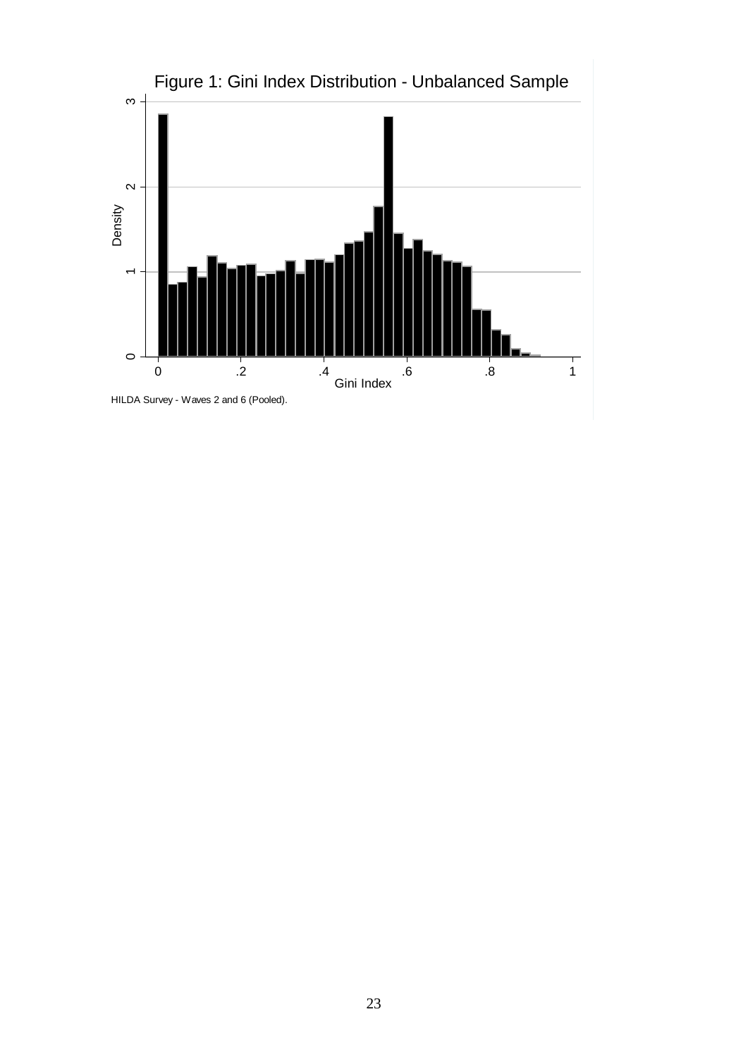Figure 1: Gini Index Distribution - Unbalanced Sample

HILDA Survey - Waves 2 and 6 (Pooled).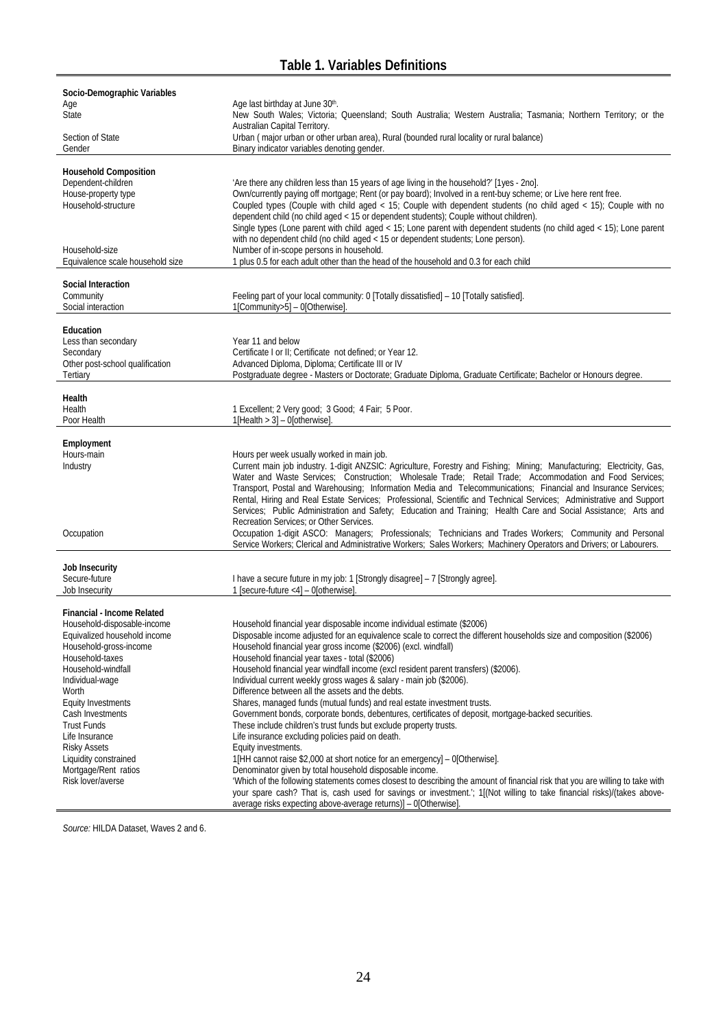## Table 1. Variables Definitions

| | |
|---|---|
| **Socio-Demographic Variables** | |
| Age | Age last birthday at June 30th. |
| State | New South Wales; Victoria; Queensland; South Australia; Western Australia; Tasmania; Northern Territory; or the Australian Capital Territory. |
| Section of State | Urban ( major urban or other urban area), Rural (bounded rural locality or rural balance) |
| Gender | Binary indicator variables denoting gender. |
| **Household Composition** | |
| Dependent-children | 'Are there any children less than 15 years of age living in the household?' [1yes - 2no]. |
| House-property type | Own/currently paying off mortgage; Rent (or pay board); Involved in a rent-buy scheme; or Live here rent free. |
| Household-structure | Coupled types (Couple with child aged < 15; Couple with dependent students (no child aged < 15); Couple with no dependent child (no child aged < 15 or dependent students); Couple without children). Single types (Lone parent with child aged < 15; Lone parent with dependent students (no child aged < 15); Lone parent with no dependent child (no child aged < 15 or dependent students; Lone person). |
| Household-size | Number of in-scope persons in household. |
| Equivalence scale household size | 1 plus 0.5 for each adult other than the head of the household and 0.3 for each child |
| **Social Interaction** | |
| Community | Feeling part of your local community: 0 [Totally dissatisfied] – 10 [Totally satisfied]. |
| Social interaction | 1[Community>5] – 0[Otherwise]. |
| **Education** | |
| Less than secondary | Year 11 and below |
| Secondary | Certificate I or II; Certificate not defined; or Year 12. |
| Other post-school qualification | Advanced Diploma, Diploma; Certificate III or IV |
| Tertiary | Postgraduate degree - Masters or Doctorate; Graduate Diploma, Graduate Certificate; Bachelor or Honours degree. |
| **Health** | |
| Health | 1 Excellent; 2 Very good; 3 Good; 4 Fair; 5 Poor. |
| Poor Health | 1[Health > 3] – 0[otherwise]. |
| **Employment** | |
| Hours-main | Hours per week usually worked in main job. |
| Industry | Current main job industry. 1-digit ANZSIC: Agriculture, Forestry and Fishing; Mining; Manufacturing; Electricity, Gas, Water and Waste Services; Construction; Wholesale Trade; Retail Trade; Accommodation and Food Services; Transport, Postal and Warehousing; Information Media and Telecommunications; Financial and Insurance Services; Rental, Hiring and Real Estate Services; Professional, Scientific and Technical Services; Administrative and Support Services; Public Administration and Safety; Education and Training; Health Care and Social Assistance; Arts and Recreation Services; or Other Services. |
| Occupation | Occupation 1-digit ASCO: Managers; Professionals; Technicians and Trades Workers; Community and Personal Service Workers; Clerical and Administrative Workers; Sales Workers; Machinery Operators and Drivers; or Labourers. |
| **Job Insecurity** | |
| Secure-future | I have a secure future in my job: 1 [Strongly disagree] – 7 [Strongly agree]. |
| Job Insecurity | 1 [secure-future <4] – 0[otherwise]. |
| **Financial - Income Related** | |
| Household-disposable-income | Household financial year disposable income individual estimate ($2006) |
| Equivalized household income | Disposable income adjusted for an equivalence scale to correct the different households size and composition ($2006) |
| Household-gross-income | Household financial year gross income ($2006) (excl. windfall) |
| Household-taxes | Household financial year taxes - total ($2006) |
| Household-windfall | Household financial year windfall income (excl resident parent transfers) ($2006). |
| Individual-wage | Individual current weekly gross wages & salary - main job ($2006). |
| Worth | Difference between all the assets and the debts. |
| Equity Investments | Shares, managed funds (mutual funds) and real estate investment trusts. |
| Cash Investments | Government bonds, corporate bonds, debentures, certificates of deposit, mortgage-backed securities. |
| Trust Funds | These include children's trust funds but exclude property trusts. |
| Life Insurance | Life insurance excluding policies paid on death. |
| Risky Assets | Equity investments. |
| Liquidity constrained | 1[HH cannot raise $2,000 at short notice for an emergency] – 0[Otherwise]. |
| Mortgage/Rent ratios | Denominator given by total household disposable income. |
| Risk lover/averse | 'Which of the following statements comes closest to describing the amount of financial risk that you are willing to take with your spare cash? That is, cash used for savings or investment.'; 1[(Not willing to take financial risks)/(takes above-average risks expecting above-average returns)] – 0[Otherwise]. |

*Source:* HILDA Dataset, Waves 2 and 6.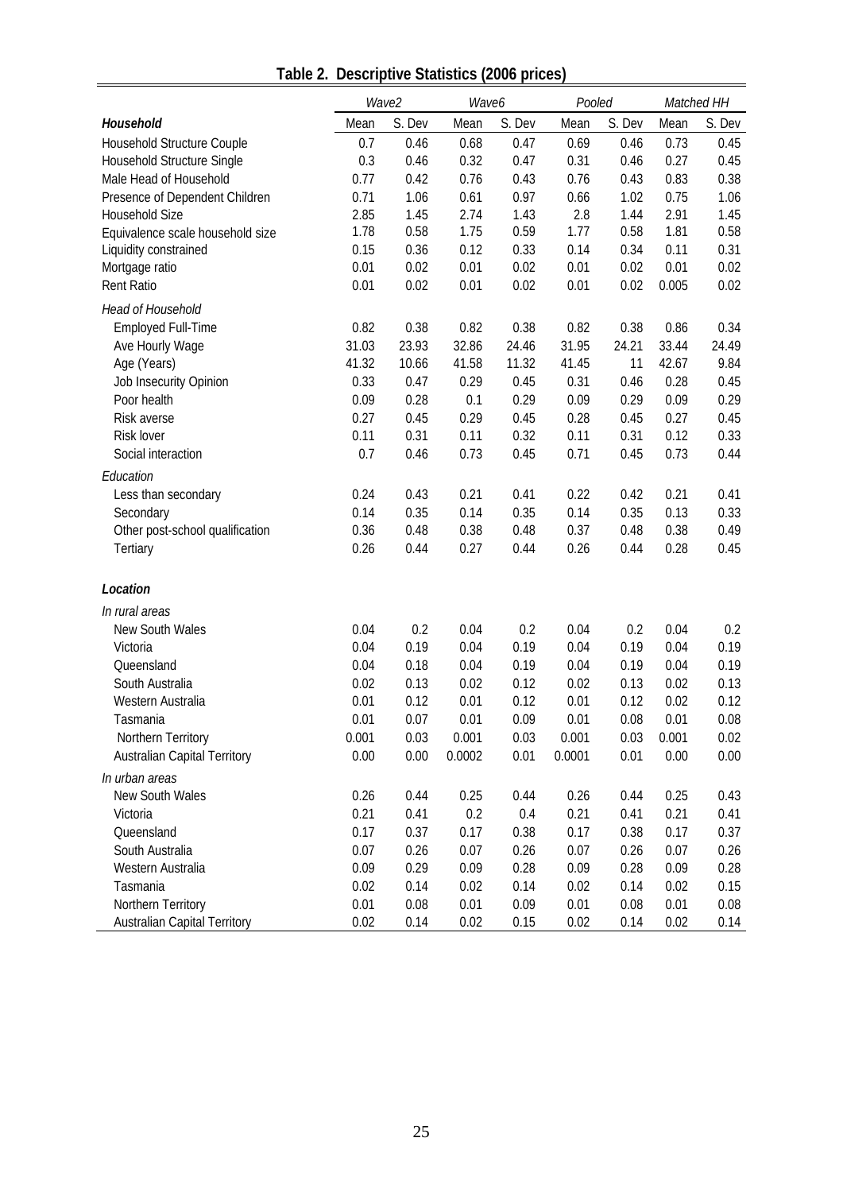**Table 2. Descriptive Statistics (2006 prices)**

| | Wave2 | | Wave6 | | Pooled | | Matched HH | |
|---|---|---|---|---|---|---|---|---|
| ***Household*** | Mean | S. Dev | Mean | S. Dev | Mean | S. Dev | Mean | S. Dev |
| Household Structure Couple | 0.7 | 0.46 | 0.68 | 0.47 | 0.69 | 0.46 | 0.73 | 0.45 |
| Household Structure Single | 0.3 | 0.46 | 0.32 | 0.47 | 0.31 | 0.46 | 0.27 | 0.45 |
| Male Head of Household | 0.77 | 0.42 | 0.76 | 0.43 | 0.76 | 0.43 | 0.83 | 0.38 |
| Presence of Dependent Children | 0.71 | 1.06 | 0.61 | 0.97 | 0.66 | 1.02 | 0.75 | 1.06 |
| Household Size | 2.85 | 1.45 | 2.74 | 1.43 | 2.8 | 1.44 | 2.91 | 1.45 |
| Equivalence scale household size | 1.78 | 0.58 | 1.75 | 0.59 | 1.77 | 0.58 | 1.81 | 0.58 |
| Liquidity constrained | 0.15 | 0.36 | 0.12 | 0.33 | 0.14 | 0.34 | 0.11 | 0.31 |
| Mortgage ratio | 0.01 | 0.02 | 0.01 | 0.02 | 0.01 | 0.02 | 0.01 | 0.02 |
| Rent Ratio | 0.01 | 0.02 | 0.01 | 0.02 | 0.01 | 0.02 | 0.005 | 0.02 |
| *Head of Household* | | | | | | | | |
| Employed Full-Time | 0.82 | 0.38 | 0.82 | 0.38 | 0.82 | 0.38 | 0.86 | 0.34 |
| Ave Hourly Wage | 31.03 | 23.93 | 32.86 | 24.46 | 31.95 | 24.21 | 33.44 | 24.49 |
| Age (Years) | 41.32 | 10.66 | 41.58 | 11.32 | 41.45 | 11 | 42.67 | 9.84 |
| Job Insecurity Opinion | 0.33 | 0.47 | 0.29 | 0.45 | 0.31 | 0.46 | 0.28 | 0.45 |
| Poor health | 0.09 | 0.28 | 0.1 | 0.29 | 0.09 | 0.29 | 0.09 | 0.29 |
| Risk averse | 0.27 | 0.45 | 0.29 | 0.45 | 0.28 | 0.45 | 0.27 | 0.45 |
| Risk lover | 0.11 | 0.31 | 0.11 | 0.32 | 0.11 | 0.31 | 0.12 | 0.33 |
| Social interaction | 0.7 | 0.46 | 0.73 | 0.45 | 0.71 | 0.45 | 0.73 | 0.44 |
| *Education* | | | | | | | | |
| Less than secondary | 0.24 | 0.43 | 0.21 | 0.41 | 0.22 | 0.42 | 0.21 | 0.41 |
| Secondary | 0.14 | 0.35 | 0.14 | 0.35 | 0.14 | 0.35 | 0.13 | 0.33 |
| Other post-school qualification | 0.36 | 0.48 | 0.38 | 0.48 | 0.37 | 0.48 | 0.38 | 0.49 |
| Tertiary | 0.26 | 0.44 | 0.27 | 0.44 | 0.26 | 0.44 | 0.28 | 0.45 |
| ***Location*** | | | | | | | | |
| *In rural areas* | | | | | | | | |
| New South Wales | 0.04 | 0.2 | 0.04 | 0.2 | 0.04 | 0.2 | 0.04 | 0.2 |
| Victoria | 0.04 | 0.19 | 0.04 | 0.19 | 0.04 | 0.19 | 0.04 | 0.19 |
| Queensland | 0.04 | 0.18 | 0.04 | 0.19 | 0.04 | 0.19 | 0.04 | 0.19 |
| South Australia | 0.02 | 0.13 | 0.02 | 0.12 | 0.02 | 0.13 | 0.02 | 0.13 |
| Western Australia | 0.01 | 0.12 | 0.01 | 0.12 | 0.01 | 0.12 | 0.02 | 0.12 |
| Tasmania | 0.01 | 0.07 | 0.01 | 0.09 | 0.01 | 0.08 | 0.01 | 0.08 |
| Northern Territory | 0.001 | 0.03 | 0.001 | 0.03 | 0.001 | 0.03 | 0.001 | 0.02 |
| Australian Capital Territory | 0.00 | 0.00 | 0.0002 | 0.01 | 0.0001 | 0.01 | 0.00 | 0.00 |
| *In urban areas* | | | | | | | | |
| New South Wales | 0.26 | 0.44 | 0.25 | 0.44 | 0.26 | 0.44 | 0.25 | 0.43 |
| Victoria | 0.21 | 0.41 | 0.2 | 0.4 | 0.21 | 0.41 | 0.21 | 0.41 |
| Queensland | 0.17 | 0.37 | 0.17 | 0.38 | 0.17 | 0.38 | 0.17 | 0.37 |
| South Australia | 0.07 | 0.26 | 0.07 | 0.26 | 0.07 | 0.26 | 0.07 | 0.26 |
| Western Australia | 0.09 | 0.29 | 0.09 | 0.28 | 0.09 | 0.28 | 0.09 | 0.28 |
| Tasmania | 0.02 | 0.14 | 0.02 | 0.14 | 0.02 | 0.14 | 0.02 | 0.15 |
| Northern Territory | 0.01 | 0.08 | 0.01 | 0.09 | 0.01 | 0.08 | 0.01 | 0.08 |
| Australian Capital Territory | 0.02 | 0.14 | 0.02 | 0.15 | 0.02 | 0.14 | 0.02 | 0.14 |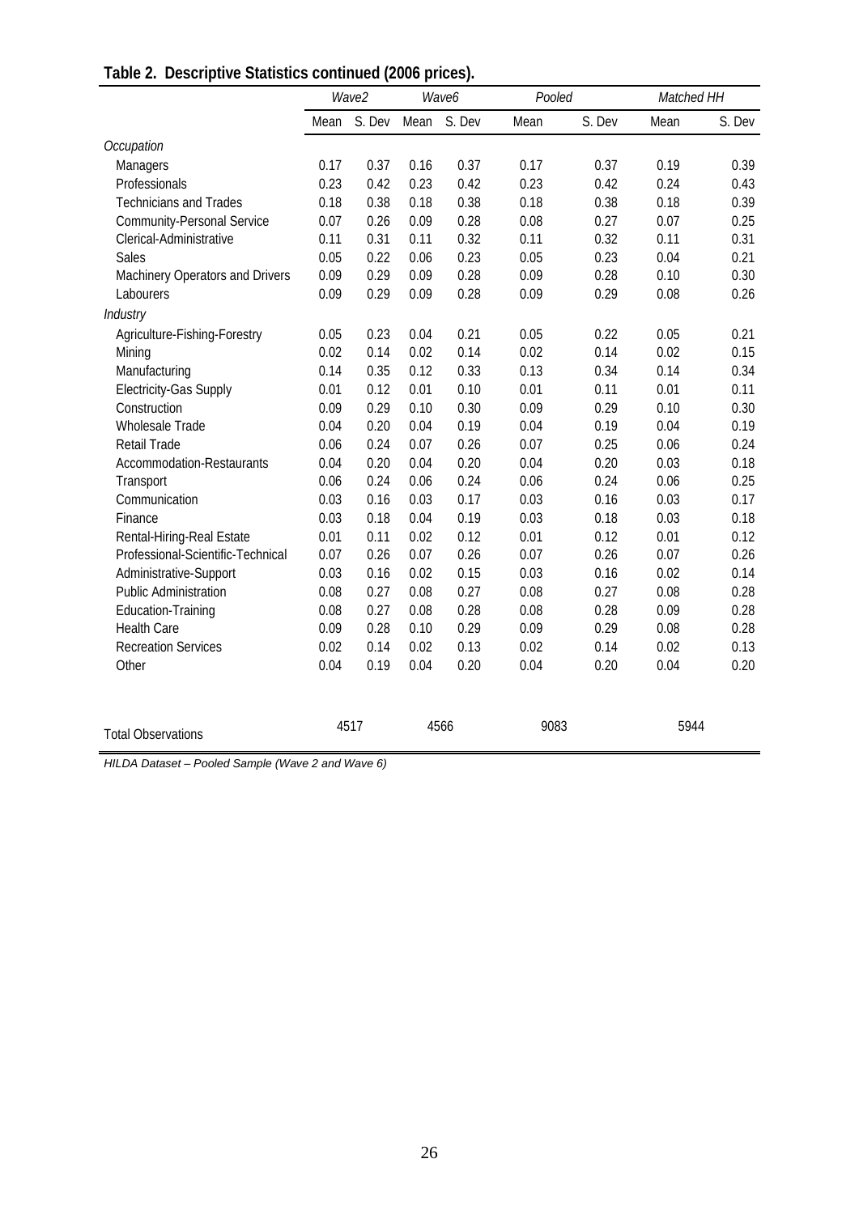**Table 2. Descriptive Statistics continued (2006 prices).**

| | *Wave2* | | *Wave6* | | *Pooled* | | *Matched HH* | |
|---|---|---|---|---|---|---|---|---|
| | Mean | S. Dev | Mean | S. Dev | Mean | S. Dev | Mean | S. Dev |
| *Occupation* | | | | | | | | |
| Managers | 0.17 | 0.37 | 0.16 | 0.37 | 0.17 | 0.37 | 0.19 | 0.39 |
| Professionals | 0.23 | 0.42 | 0.23 | 0.42 | 0.23 | 0.42 | 0.24 | 0.43 |
| Technicians and Trades | 0.18 | 0.38 | 0.18 | 0.38 | 0.18 | 0.38 | 0.18 | 0.39 |
| Community-Personal Service | 0.07 | 0.26 | 0.09 | 0.28 | 0.08 | 0.27 | 0.07 | 0.25 |
| Clerical-Administrative | 0.11 | 0.31 | 0.11 | 0.32 | 0.11 | 0.32 | 0.11 | 0.31 |
| Sales | 0.05 | 0.22 | 0.06 | 0.23 | 0.05 | 0.23 | 0.04 | 0.21 |
| Machinery Operators and Drivers | 0.09 | 0.29 | 0.09 | 0.28 | 0.09 | 0.28 | 0.10 | 0.30 |
| Labourers | 0.09 | 0.29 | 0.09 | 0.28 | 0.09 | 0.29 | 0.08 | 0.26 |
| *Industry* | | | | | | | | |
| Agriculture-Fishing-Forestry | 0.05 | 0.23 | 0.04 | 0.21 | 0.05 | 0.22 | 0.05 | 0.21 |
| Mining | 0.02 | 0.14 | 0.02 | 0.14 | 0.02 | 0.14 | 0.02 | 0.15 |
| Manufacturing | 0.14 | 0.35 | 0.12 | 0.33 | 0.13 | 0.34 | 0.14 | 0.34 |
| Electricity-Gas Supply | 0.01 | 0.12 | 0.01 | 0.10 | 0.01 | 0.11 | 0.01 | 0.11 |
| Construction | 0.09 | 0.29 | 0.10 | 0.30 | 0.09 | 0.29 | 0.10 | 0.30 |
| Wholesale Trade | 0.04 | 0.20 | 0.04 | 0.19 | 0.04 | 0.19 | 0.04 | 0.19 |
| Retail Trade | 0.06 | 0.24 | 0.07 | 0.26 | 0.07 | 0.25 | 0.06 | 0.24 |
| Accommodation-Restaurants | 0.04 | 0.20 | 0.04 | 0.20 | 0.04 | 0.20 | 0.03 | 0.18 |
| Transport | 0.06 | 0.24 | 0.06 | 0.24 | 0.06 | 0.24 | 0.06 | 0.25 |
| Communication | 0.03 | 0.16 | 0.03 | 0.17 | 0.03 | 0.16 | 0.03 | 0.17 |
| Finance | 0.03 | 0.18 | 0.04 | 0.19 | 0.03 | 0.18 | 0.03 | 0.18 |
| Rental-Hiring-Real Estate | 0.01 | 0.11 | 0.02 | 0.12 | 0.01 | 0.12 | 0.01 | 0.12 |
| Professional-Scientific-Technical | 0.07 | 0.26 | 0.07 | 0.26 | 0.07 | 0.26 | 0.07 | 0.26 |
| Administrative-Support | 0.03 | 0.16 | 0.02 | 0.15 | 0.03 | 0.16 | 0.02 | 0.14 |
| Public Administration | 0.08 | 0.27 | 0.08 | 0.27 | 0.08 | 0.27 | 0.08 | 0.28 |
| Education-Training | 0.08 | 0.27 | 0.08 | 0.28 | 0.08 | 0.28 | 0.09 | 0.28 |
| Health Care | 0.09 | 0.28 | 0.10 | 0.29 | 0.09 | 0.29 | 0.08 | 0.28 |
| Recreation Services | 0.02 | 0.14 | 0.02 | 0.13 | 0.02 | 0.14 | 0.02 | 0.13 |
| Other | 0.04 | 0.19 | 0.04 | 0.20 | 0.04 | 0.20 | 0.04 | 0.20 |
| Total Observations | 4517 | | 4566 | | 9083 | | 5944 | |

*HILDA Dataset – Pooled Sample (Wave 2 and Wave 6)*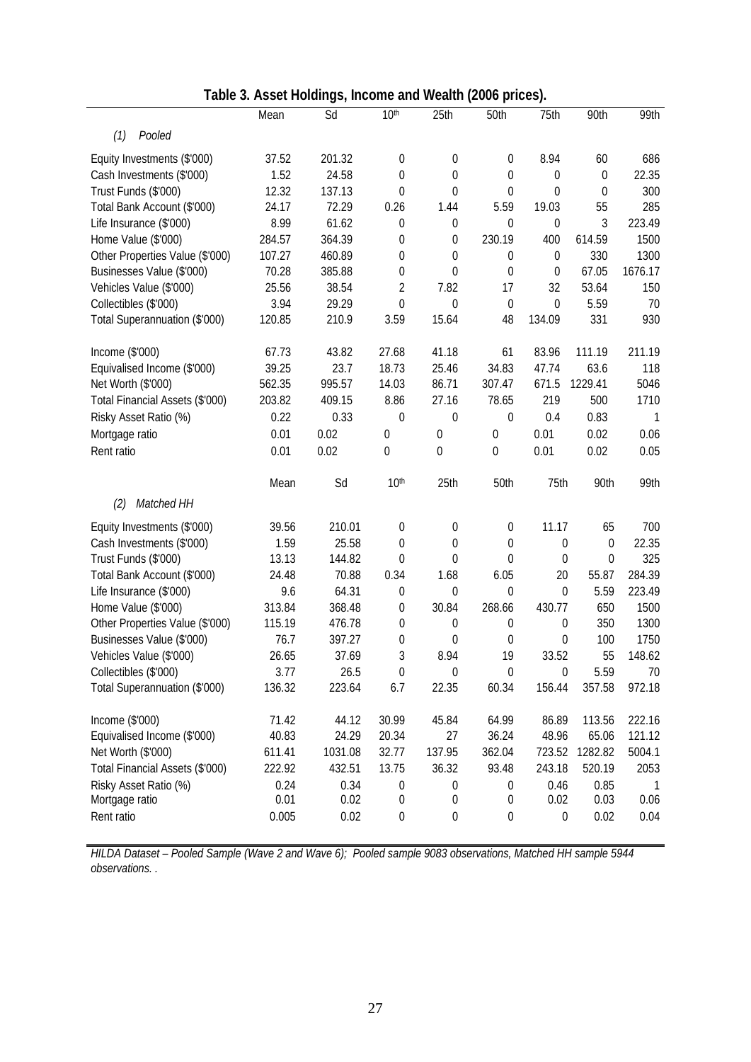**Table 3. Asset Holdings, Income and Wealth (2006 prices).**

| | Mean | Sd | 10th | 25th | 50th | 75th | 90th | 99th |
|---|---|---|---|---|---|---|---|---|
| *(1) Pooled* | | | | | | | | |
| Equity Investments ($'000) | 37.52 | 201.32 | 0 | 0 | 0 | 8.94 | 60 | 686 |
| Cash Investments ($'000) | 1.52 | 24.58 | 0 | 0 | 0 | 0 | 0 | 22.35 |
| Trust Funds ($'000) | 12.32 | 137.13 | 0 | 0 | 0 | 0 | 0 | 300 |
| Total Bank Account ($'000) | 24.17 | 72.29 | 0.26 | 1.44 | 5.59 | 19.03 | 55 | 285 |
| Life Insurance ($'000) | 8.99 | 61.62 | 0 | 0 | 0 | 0 | 3 | 223.49 |
| Home Value ($'000) | 284.57 | 364.39 | 0 | 0 | 230.19 | 400 | 614.59 | 1500 |
| Other Properties Value ($'000) | 107.27 | 460.89 | 0 | 0 | 0 | 0 | 330 | 1300 |
| Businesses Value ($'000) | 70.28 | 385.88 | 0 | 0 | 0 | 0 | 67.05 | 1676.17 |
| Vehicles Value ($'000) | 25.56 | 38.54 | 2 | 7.82 | 17 | 32 | 53.64 | 150 |
| Collectibles ($'000) | 3.94 | 29.29 | 0 | 0 | 0 | 0 | 5.59 | 70 |
| Total Superannuation ($'000) | 120.85 | 210.9 | 3.59 | 15.64 | 48 | 134.09 | 331 | 930 |
| Income ($'000) | 67.73 | 43.82 | 27.68 | 41.18 | 61 | 83.96 | 111.19 | 211.19 |
| Equivalised Income ($'000) | 39.25 | 23.7 | 18.73 | 25.46 | 34.83 | 47.74 | 63.6 | 118 |
| Net Worth ($'000) | 562.35 | 995.57 | 14.03 | 86.71 | 307.47 | 671.5 | 1229.41 | 5046 |
| Total Financial Assets ($'000) | 203.82 | 409.15 | 8.86 | 27.16 | 78.65 | 219 | 500 | 1710 |
| Risky Asset Ratio (%) | 0.22 | 0.33 | 0 | 0 | 0 | 0.4 | 0.83 | 1 |
| Mortgage ratio | 0.01 | 0.02 | 0 | 0 | 0 | 0.01 | 0.02 | 0.06 |
| Rent ratio | 0.01 | 0.02 | 0 | 0 | 0 | 0.01 | 0.02 | 0.05 |
| | Mean | Sd | 10th | 25th | 50th | 75th | 90th | 99th |
| *(2) Matched HH* | | | | | | | | |
| Equity Investments ($'000) | 39.56 | 210.01 | 0 | 0 | 0 | 11.17 | 65 | 700 |
| Cash Investments ($'000) | 1.59 | 25.58 | 0 | 0 | 0 | 0 | 0 | 22.35 |
| Trust Funds ($'000) | 13.13 | 144.82 | 0 | 0 | 0 | 0 | 0 | 325 |
| Total Bank Account ($'000) | 24.48 | 70.88 | 0.34 | 1.68 | 6.05 | 20 | 55.87 | 284.39 |
| Life Insurance ($'000) | 9.6 | 64.31 | 0 | 0 | 0 | 0 | 5.59 | 223.49 |
| Home Value ($'000) | 313.84 | 368.48 | 0 | 30.84 | 268.66 | 430.77 | 650 | 1500 |
| Other Properties Value ($'000) | 115.19 | 476.78 | 0 | 0 | 0 | 0 | 350 | 1300 |
| Businesses Value ($'000) | 76.7 | 397.27 | 0 | 0 | 0 | 0 | 100 | 1750 |
| Vehicles Value ($'000) | 26.65 | 37.69 | 3 | 8.94 | 19 | 33.52 | 55 | 148.62 |
| Collectibles ($'000) | 3.77 | 26.5 | 0 | 0 | 0 | 0 | 5.59 | 70 |
| Total Superannuation ($'000) | 136.32 | 223.64 | 6.7 | 22.35 | 60.34 | 156.44 | 357.58 | 972.18 |
| Income ($'000) | 71.42 | 44.12 | 30.99 | 45.84 | 64.99 | 86.89 | 113.56 | 222.16 |
| Equivalised Income ($'000) | 40.83 | 24.29 | 20.34 | 27 | 36.24 | 48.96 | 65.06 | 121.12 |
| Net Worth ($'000) | 611.41 | 1031.08 | 32.77 | 137.95 | 362.04 | 723.52 | 1282.82 | 5004.1 |
| Total Financial Assets ($'000) | 222.92 | 432.51 | 13.75 | 36.32 | 93.48 | 243.18 | 520.19 | 2053 |
| Risky Asset Ratio (%) | 0.24 | 0.34 | 0 | 0 | 0 | 0.46 | 0.85 | 1 |
| Mortgage ratio | 0.01 | 0.02 | 0 | 0 | 0 | 0.02 | 0.03 | 0.06 |
| Rent ratio | 0.005 | 0.02 | 0 | 0 | 0 | 0 | 0.02 | 0.04 |

*HILDA Dataset – Pooled Sample (Wave 2 and Wave 6); Pooled sample 9083 observations, Matched HH sample 5944 observations. .*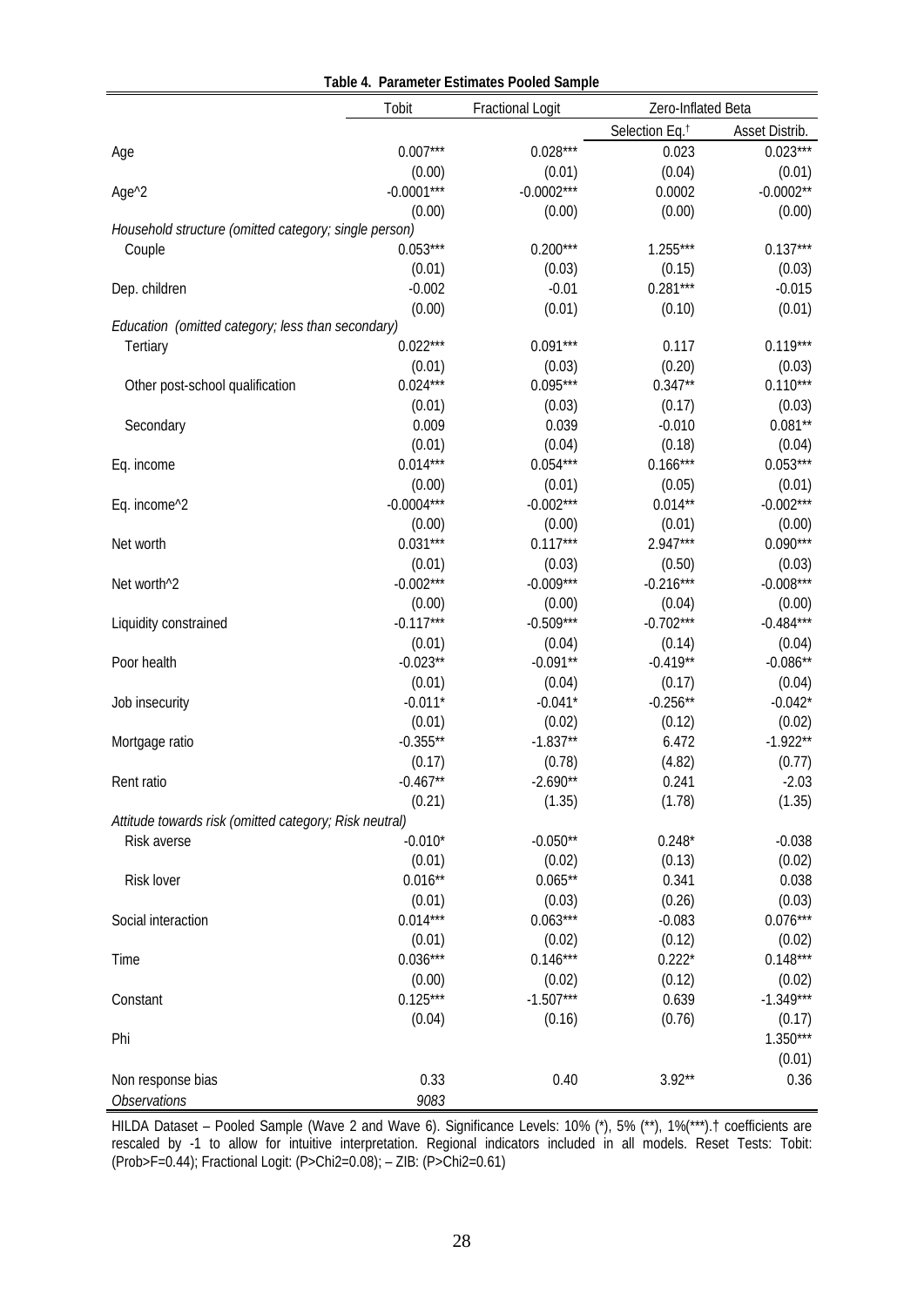**Table 4. Parameter Estimates Pooled Sample**

| | Tobit | Fractional Logit | Zero-Inflated Beta | |
|---|---|---|---|---|
| | | | Selection Eq.† | Asset Distrib. |
| Age | 0.007*** | 0.028*** | 0.023 | 0.023*** |
| | (0.00) | (0.01) | (0.04) | (0.01) |
| Age^2 | -0.0001*** | -0.0002*** | 0.0002 | -0.0002** |
| | (0.00) | (0.00) | (0.00) | (0.00) |
| *Household structure (omitted category; single person)* | | | | |
| Couple | 0.053*** | 0.200*** | 1.255*** | 0.137*** |
| | (0.01) | (0.03) | (0.15) | (0.03) |
| Dep. children | -0.002 | -0.01 | 0.281*** | -0.015 |
| | (0.00) | (0.01) | (0.10) | (0.01) |
| *Education (omitted category; less than secondary)* | | | | |
| Tertiary | 0.022*** | 0.091*** | 0.117 | 0.119*** |
| | (0.01) | (0.03) | (0.20) | (0.03) |
| Other post-school qualification | 0.024*** | 0.095*** | 0.347** | 0.110*** |
| | (0.01) | (0.03) | (0.17) | (0.03) |
| Secondary | 0.009 | 0.039 | -0.010 | 0.081** |
| | (0.01) | (0.04) | (0.18) | (0.04) |
| Eq. income | 0.014*** | 0.054*** | 0.166*** | 0.053*** |
| | (0.00) | (0.01) | (0.05) | (0.01) |
| Eq. income^2 | -0.0004*** | -0.002*** | 0.014** | -0.002*** |
| | (0.00) | (0.00) | (0.01) | (0.00) |
| Net worth | 0.031*** | 0.117*** | 2.947*** | 0.090*** |
| | (0.01) | (0.03) | (0.50) | (0.03) |
| Net worth^2 | -0.002*** | -0.009*** | -0.216*** | -0.008*** |
| | (0.00) | (0.00) | (0.04) | (0.00) |
| Liquidity constrained | -0.117*** | -0.509*** | -0.702*** | -0.484*** |
| | (0.01) | (0.04) | (0.14) | (0.04) |
| Poor health | -0.023** | -0.091** | -0.419** | -0.086** |
| | (0.01) | (0.04) | (0.17) | (0.04) |
| Job insecurity | -0.011* | -0.041* | -0.256** | -0.042* |
| | (0.01) | (0.02) | (0.12) | (0.02) |
| Mortgage ratio | -0.355** | -1.837** | 6.472 | -1.922** |
| | (0.17) | (0.78) | (4.82) | (0.77) |
| Rent ratio | -0.467** | -2.690** | 0.241 | -2.03 |
| | (0.21) | (1.35) | (1.78) | (1.35) |
| *Attitude towards risk (omitted category; Risk neutral)* | | | | |
| Risk averse | -0.010* | -0.050** | 0.248* | -0.038 |
| | (0.01) | (0.02) | (0.13) | (0.02) |
| Risk lover | 0.016** | 0.065** | 0.341 | 0.038 |
| | (0.01) | (0.03) | (0.26) | (0.03) |
| Social interaction | 0.014*** | 0.063*** | -0.083 | 0.076*** |
| | (0.01) | (0.02) | (0.12) | (0.02) |
| Time | 0.036*** | 0.146*** | 0.222* | 0.148*** |
| | (0.00) | (0.02) | (0.12) | (0.02) |
| Constant | 0.125*** | -1.507*** | 0.639 | -1.349*** |
| | (0.04) | (0.16) | (0.76) | (0.17) |
| Phi | | | | 1.350*** |
| | | | | (0.01) |
| Non response bias | 0.33 | 0.40 | 3.92** | 0.36 |
| *Observations* | *9083* | | | |

HILDA Dataset – Pooled Sample (Wave 2 and Wave 6). Significance Levels: 10% (*), 5% (**), 1%(***).† coefficients are rescaled by -1 to allow for intuitive interpretation. Regional indicators included in all models. Reset Tests: Tobit: (Prob>F=0.44); Fractional Logit: (P>Chi2=0.08); – ZIB: (P>Chi2=0.61)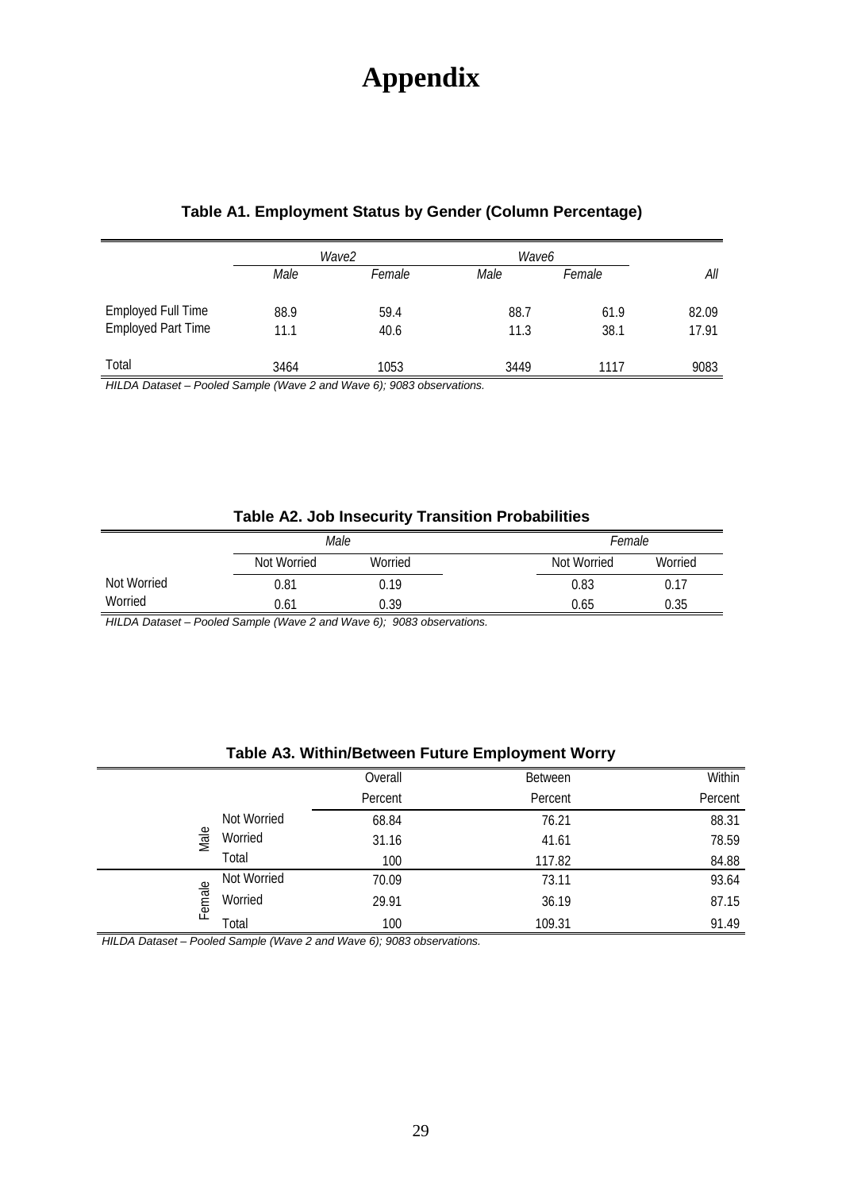# Appendix

**Table A1. Employment Status by Gender (Column Percentage)**

| | *Wave2* | | *Wave6* | | |
|---|---|---|---|---|---|
| | *Male* | *Female* | *Male* | *Female* | *All* |
| Employed Full Time | 88.9 | 59.4 | 88.7 | 61.9 | 82.09 |
| Employed Part Time | 11.1 | 40.6 | 11.3 | 38.1 | 17.91 |
| Total | 3464 | 1053 | 3449 | 1117 | 9083 |

*HILDA Dataset – Pooled Sample (Wave 2 and Wave 6); 9083 observations.*

**Table A2. Job Insecurity Transition Probabilities**

| | *Male* | | *Female* | |
|---|---|---|---|---|
| | Not Worried | Worried | Not Worried | Worried |
| Not Worried | 0.81 | 0.19 | 0.83 | 0.17 |
| Worried | 0.61 | 0.39 | 0.65 | 0.35 |

*HILDA Dataset – Pooled Sample (Wave 2 and Wave 6); 9083 observations.*

**Table A3. Within/Between Future Employment Worry**

| | | Overall | Between | Within |
|---|---|---|---|---|
| | | Percent | Percent | Percent |
| Male | Not Worried | 68.84 | 76.21 | 88.31 |
| | Worried | 31.16 | 41.61 | 78.59 |
| | Total | 100 | 117.82 | 84.88 |
| Female | Not Worried | 70.09 | 73.11 | 93.64 |
| | Worried | 29.91 | 36.19 | 87.15 |
| | Total | 100 | 109.31 | 91.49 |

*HILDA Dataset – Pooled Sample (Wave 2 and Wave 6); 9083 observations.*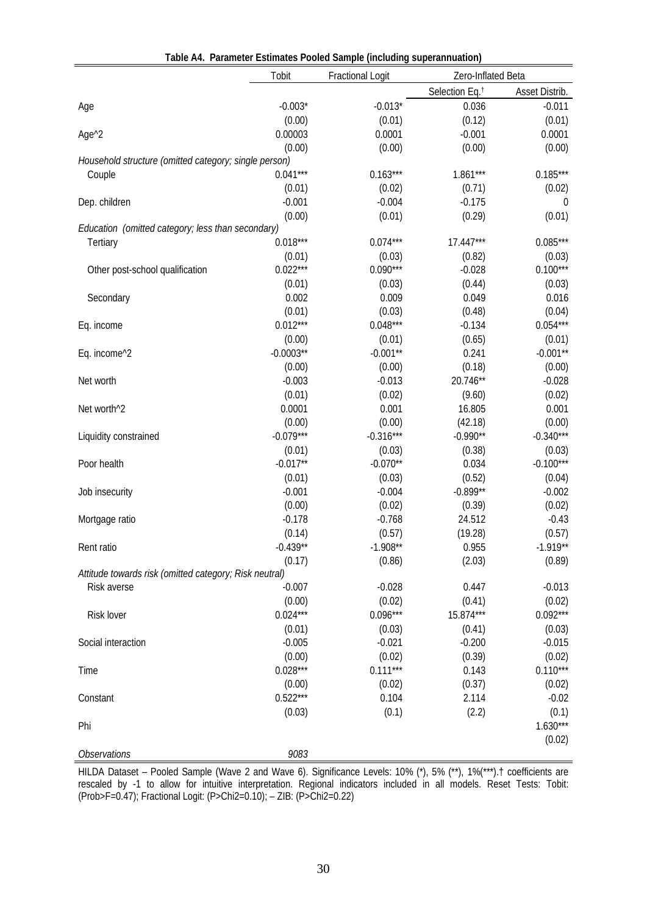**Table A4. Parameter Estimates Pooled Sample (including superannuation)**

| | Tobit | Fractional Logit | Zero-Inflated Beta | |
|---|---|---|---|---|
| | | | Selection Eq.† | Asset Distrib. |
| Age | -0.003* | -0.013* | 0.036 | -0.011 |
| | (0.00) | (0.01) | (0.12) | (0.01) |
| Age^2 | 0.00003 | 0.0001 | -0.001 | 0.0001 |
| | (0.00) | (0.00) | (0.00) | (0.00) |
| *Household structure (omitted category; single person)* | | | | |
| Couple | 0.041*** | 0.163*** | 1.861*** | 0.185*** |
| | (0.01) | (0.02) | (0.71) | (0.02) |
| Dep. children | -0.001 | -0.004 | -0.175 | 0 |
| | (0.00) | (0.01) | (0.29) | (0.01) |
| *Education (omitted category; less than secondary)* | | | | |
| Tertiary | 0.018*** | 0.074*** | 17.447*** | 0.085*** |
| | (0.01) | (0.03) | (0.82) | (0.03) |
| Other post-school qualification | 0.022*** | 0.090*** | -0.028 | 0.100*** |
| | (0.01) | (0.03) | (0.44) | (0.03) |
| Secondary | 0.002 | 0.009 | 0.049 | 0.016 |
| | (0.01) | (0.03) | (0.48) | (0.04) |
| Eq. income | 0.012*** | 0.048*** | -0.134 | 0.054*** |
| | (0.00) | (0.01) | (0.65) | (0.01) |
| Eq. income^2 | -0.0003** | -0.001** | 0.241 | -0.001** |
| | (0.00) | (0.00) | (0.18) | (0.00) |
| Net worth | -0.003 | -0.013 | 20.746** | -0.028 |
| | (0.01) | (0.02) | (9.60) | (0.02) |
| Net worth^2 | 0.0001 | 0.001 | 16.805 | 0.001 |
| | (0.00) | (0.00) | (42.18) | (0.00) |
| Liquidity constrained | -0.079*** | -0.316*** | -0.990** | -0.340*** |
| | (0.01) | (0.03) | (0.38) | (0.03) |
| Poor health | -0.017** | -0.070** | 0.034 | -0.100*** |
| | (0.01) | (0.03) | (0.52) | (0.04) |
| Job insecurity | -0.001 | -0.004 | -0.899** | -0.002 |
| | (0.00) | (0.02) | (0.39) | (0.02) |
| Mortgage ratio | -0.178 | -0.768 | 24.512 | -0.43 |
| | (0.14) | (0.57) | (19.28) | (0.57) |
| Rent ratio | -0.439** | -1.908** | 0.955 | -1.919** |
| | (0.17) | (0.86) | (2.03) | (0.89) |
| *Attitude towards risk (omitted category; Risk neutral)* | | | | |
| Risk averse | -0.007 | -0.028 | 0.447 | -0.013 |
| | (0.00) | (0.02) | (0.41) | (0.02) |
| Risk lover | 0.024*** | 0.096*** | 15.874*** | 0.092*** |
| | (0.01) | (0.03) | (0.41) | (0.03) |
| Social interaction | -0.005 | -0.021 | -0.200 | -0.015 |
| | (0.00) | (0.02) | (0.39) | (0.02) |
| Time | 0.028*** | 0.111*** | 0.143 | 0.110*** |
| | (0.00) | (0.02) | (0.37) | (0.02) |
| Constant | 0.522*** | 0.104 | 2.114 | -0.02 |
| | (0.03) | (0.1) | (2.2) | (0.1) |
| Phi | | | | 1.630*** |
| | | | | (0.02) |
| *Observations* | *9083* | | | |

HILDA Dataset – Pooled Sample (Wave 2 and Wave 6). Significance Levels: 10% (*), 5% (**), 1%(***).† coefficients are rescaled by -1 to allow for intuitive interpretation. Regional indicators included in all models. Reset Tests: Tobit: (Prob>F=0.47); Fractional Logit: (P>Chi2=0.10); – ZIB: (P>Chi2=0.22)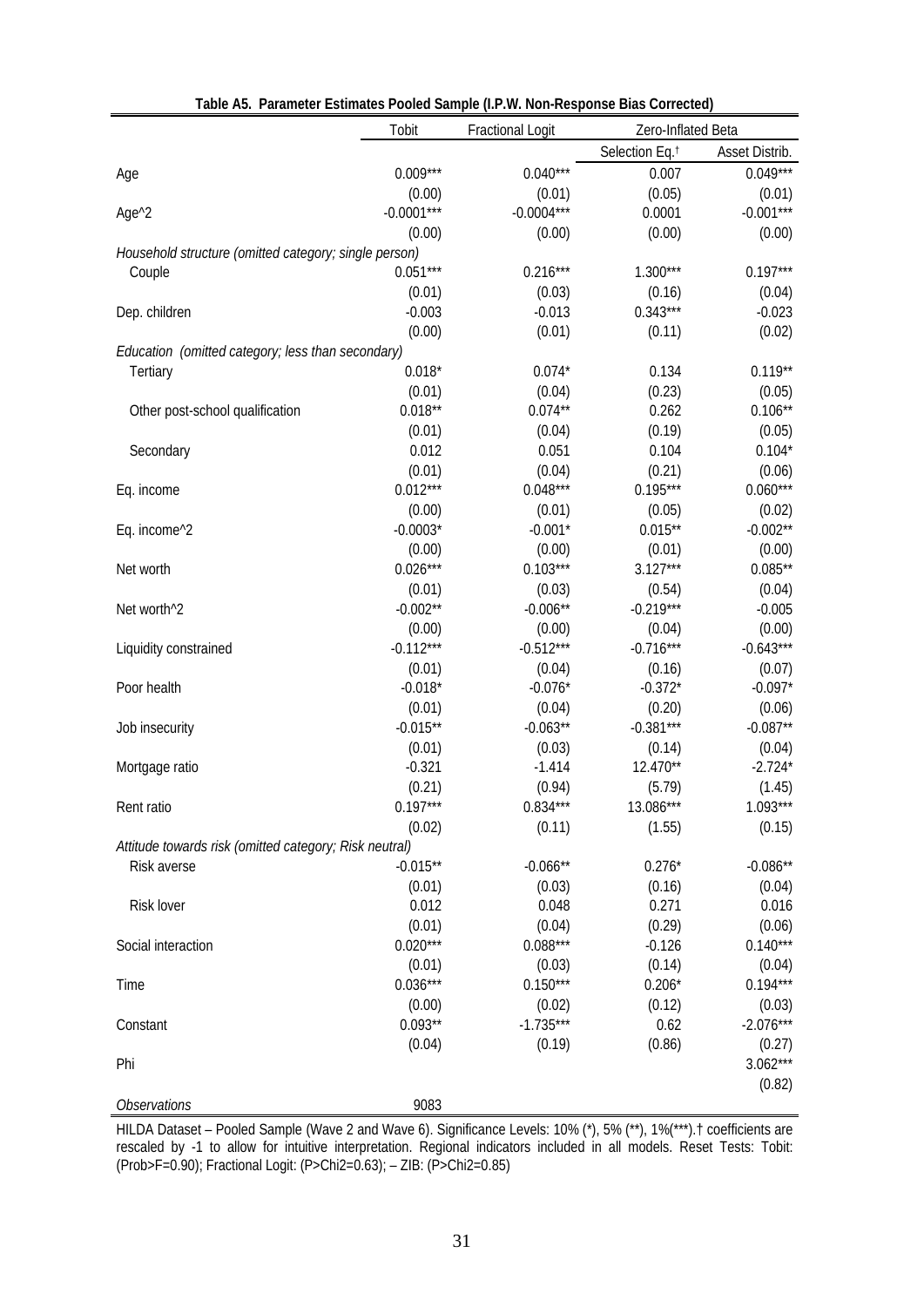**Table A5. Parameter Estimates Pooled Sample (I.P.W. Non-Response Bias Corrected)**

| | Tobit | Fractional Logit | Zero-Inflated Beta | |
|---|---|---|---|---|
| | | | Selection Eq.† | Asset Distrib. |
| Age | 0.009*** | 0.040*** | 0.007 | 0.049*** |
| | (0.00) | (0.01) | (0.05) | (0.01) |
| Age^2 | -0.0001*** | -0.0004*** | 0.0001 | -0.001*** |
| | (0.00) | (0.00) | (0.00) | (0.00) |
| *Household structure (omitted category; single person)* | | | | |
| Couple | 0.051*** | 0.216*** | 1.300*** | 0.197*** |
| | (0.01) | (0.03) | (0.16) | (0.04) |
| Dep. children | -0.003 | -0.013 | 0.343*** | -0.023 |
| | (0.00) | (0.01) | (0.11) | (0.02) |
| *Education (omitted category; less than secondary)* | | | | |
| Tertiary | 0.018* | 0.074* | 0.134 | 0.119** |
| | (0.01) | (0.04) | (0.23) | (0.05) |
| Other post-school qualification | 0.018** | 0.074** | 0.262 | 0.106** |
| | (0.01) | (0.04) | (0.19) | (0.05) |
| Secondary | 0.012 | 0.051 | 0.104 | 0.104* |
| | (0.01) | (0.04) | (0.21) | (0.06) |
| Eq. income | 0.012*** | 0.048*** | 0.195*** | 0.060*** |
| | (0.00) | (0.01) | (0.05) | (0.02) |
| Eq. income^2 | -0.0003* | -0.001* | 0.015** | -0.002** |
| | (0.00) | (0.00) | (0.01) | (0.00) |
| Net worth | 0.026*** | 0.103*** | 3.127*** | 0.085** |
| | (0.01) | (0.03) | (0.54) | (0.04) |
| Net worth^2 | -0.002** | -0.006** | -0.219*** | -0.005 |
| | (0.00) | (0.00) | (0.04) | (0.00) |
| Liquidity constrained | -0.112*** | -0.512*** | -0.716*** | -0.643*** |
| | (0.01) | (0.04) | (0.16) | (0.07) |
| Poor health | -0.018* | -0.076* | -0.372* | -0.097* |
| | (0.01) | (0.04) | (0.20) | (0.06) |
| Job insecurity | -0.015** | -0.063** | -0.381*** | -0.087** |
| | (0.01) | (0.03) | (0.14) | (0.04) |
| Mortgage ratio | -0.321 | -1.414 | 12.470** | -2.724* |
| | (0.21) | (0.94) | (5.79) | (1.45) |
| Rent ratio | 0.197*** | 0.834*** | 13.086*** | 1.093*** |
| | (0.02) | (0.11) | (1.55) | (0.15) |
| *Attitude towards risk (omitted category; Risk neutral)* | | | | |
| Risk averse | -0.015** | -0.066** | 0.276* | -0.086** |
| | (0.01) | (0.03) | (0.16) | (0.04) |
| Risk lover | 0.012 | 0.048 | 0.271 | 0.016 |
| | (0.01) | (0.04) | (0.29) | (0.06) |
| Social interaction | 0.020*** | 0.088*** | -0.126 | 0.140*** |
| | (0.01) | (0.03) | (0.14) | (0.04) |
| Time | 0.036*** | 0.150*** | 0.206* | 0.194*** |
| | (0.00) | (0.02) | (0.12) | (0.03) |
| Constant | 0.093** | -1.735*** | 0.62 | -2.076*** |
| | (0.04) | (0.19) | (0.86) | (0.27) |
| Phi | | | | 3.062*** |
| | | | | (0.82) |
| *Observations* | 9083 | | | |

HILDA Dataset – Pooled Sample (Wave 2 and Wave 6). Significance Levels: 10% (*), 5% (**), 1%(***).† coefficients are rescaled by -1 to allow for intuitive interpretation. Regional indicators included in all models. Reset Tests: Tobit: (Prob>F=0.90); Fractional Logit: (P>Chi2=0.63); – ZIB: (P>Chi2=0.85)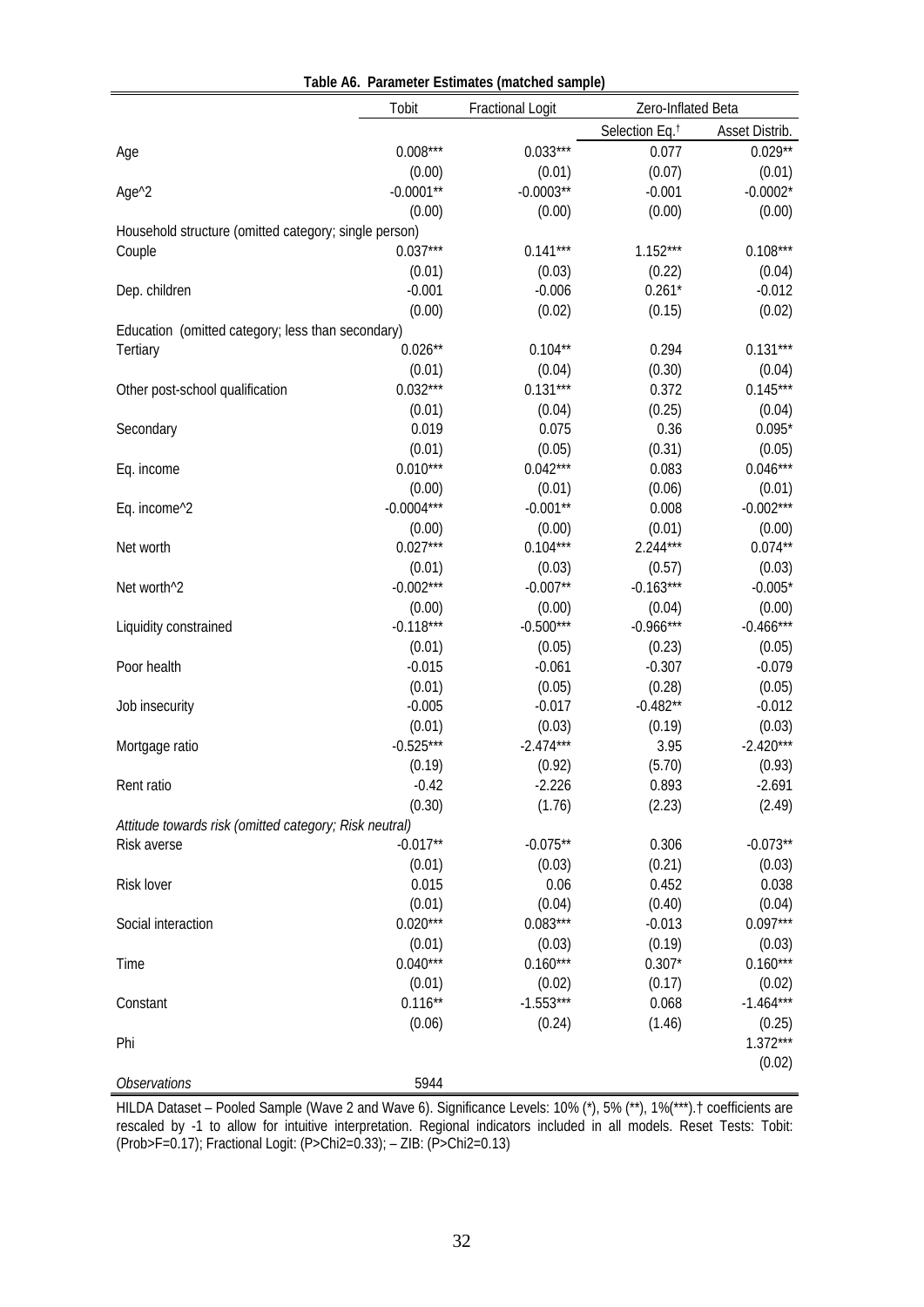**Table A6. Parameter Estimates (matched sample)**

| | Tobit | Fractional Logit | Zero-Inflated Beta | |
|---|---|---|---|---|
| | | | Selection Eq.[†] | Asset Distrib. |
| Age | 0.008*** | 0.033*** | 0.077 | 0.029** |
| | (0.00) | (0.01) | (0.07) | (0.01) |
| Age^2 | -0.0001** | -0.0003** | -0.001 | -0.0002* |
| | (0.00) | (0.00) | (0.00) | (0.00) |
| Household structure (omitted category; single person) | | | | |
| Couple | 0.037*** | 0.141*** | 1.152*** | 0.108*** |
| | (0.01) | (0.03) | (0.22) | (0.04) |
| Dep. children | -0.001 | -0.006 | 0.261* | -0.012 |
| | (0.00) | (0.02) | (0.15) | (0.02) |
| Education (omitted category; less than secondary) | | | | |
| Tertiary | 0.026** | 0.104** | 0.294 | 0.131*** |
| | (0.01) | (0.04) | (0.30) | (0.04) |
| Other post-school qualification | 0.032*** | 0.131*** | 0.372 | 0.145*** |
| | (0.01) | (0.04) | (0.25) | (0.04) |
| Secondary | 0.019 | 0.075 | 0.36 | 0.095* |
| | (0.01) | (0.05) | (0.31) | (0.05) |
| Eq. income | 0.010*** | 0.042*** | 0.083 | 0.046*** |
| | (0.00) | (0.01) | (0.06) | (0.01) |
| Eq. income^2 | -0.0004*** | -0.001** | 0.008 | -0.002*** |
| | (0.00) | (0.00) | (0.01) | (0.00) |
| Net worth | 0.027*** | 0.104*** | 2.244*** | 0.074** |
| | (0.01) | (0.03) | (0.57) | (0.03) |
| Net worth^2 | -0.002*** | -0.007** | -0.163*** | -0.005* |
| | (0.00) | (0.00) | (0.04) | (0.00) |
| Liquidity constrained | -0.118*** | -0.500*** | -0.966*** | -0.466*** |
| | (0.01) | (0.05) | (0.23) | (0.05) |
| Poor health | -0.015 | -0.061 | -0.307 | -0.079 |
| | (0.01) | (0.05) | (0.28) | (0.05) |
| Job insecurity | -0.005 | -0.017 | -0.482** | -0.012 |
| | (0.01) | (0.03) | (0.19) | (0.03) |
| Mortgage ratio | -0.525*** | -2.474*** | 3.95 | -2.420*** |
| | (0.19) | (0.92) | (5.70) | (0.93) |
| Rent ratio | -0.42 | -2.226 | 0.893 | -2.691 |
| | (0.30) | (1.76) | (2.23) | (2.49) |
| *Attitude towards risk (omitted category; Risk neutral)* | | | | |
| Risk averse | -0.017** | -0.075** | 0.306 | -0.073** |
| | (0.01) | (0.03) | (0.21) | (0.03) |
| Risk lover | 0.015 | 0.06 | 0.452 | 0.038 |
| | (0.01) | (0.04) | (0.40) | (0.04) |
| Social interaction | 0.020*** | 0.083*** | -0.013 | 0.097*** |
| | (0.01) | (0.03) | (0.19) | (0.03) |
| Time | 0.040*** | 0.160*** | 0.307* | 0.160*** |
| | (0.01) | (0.02) | (0.17) | (0.02) |
| Constant | 0.116** | -1.553*** | 0.068 | -1.464*** |
| | (0.06) | (0.24) | (1.46) | (0.25) |
| Phi | | | | 1.372*** |
| | | | | (0.02) |
| *Observations* | 5944 | | | |

HILDA Dataset – Pooled Sample (Wave 2 and Wave 6). Significance Levels: 10% (*), 5% (**), 1%(***).† coefficients are rescaled by -1 to allow for intuitive interpretation. Regional indicators included in all models. Reset Tests: Tobit: (Prob>F=0.17); Fractional Logit: (P>Chi2=0.33); – ZIB: (P>Chi2=0.13)